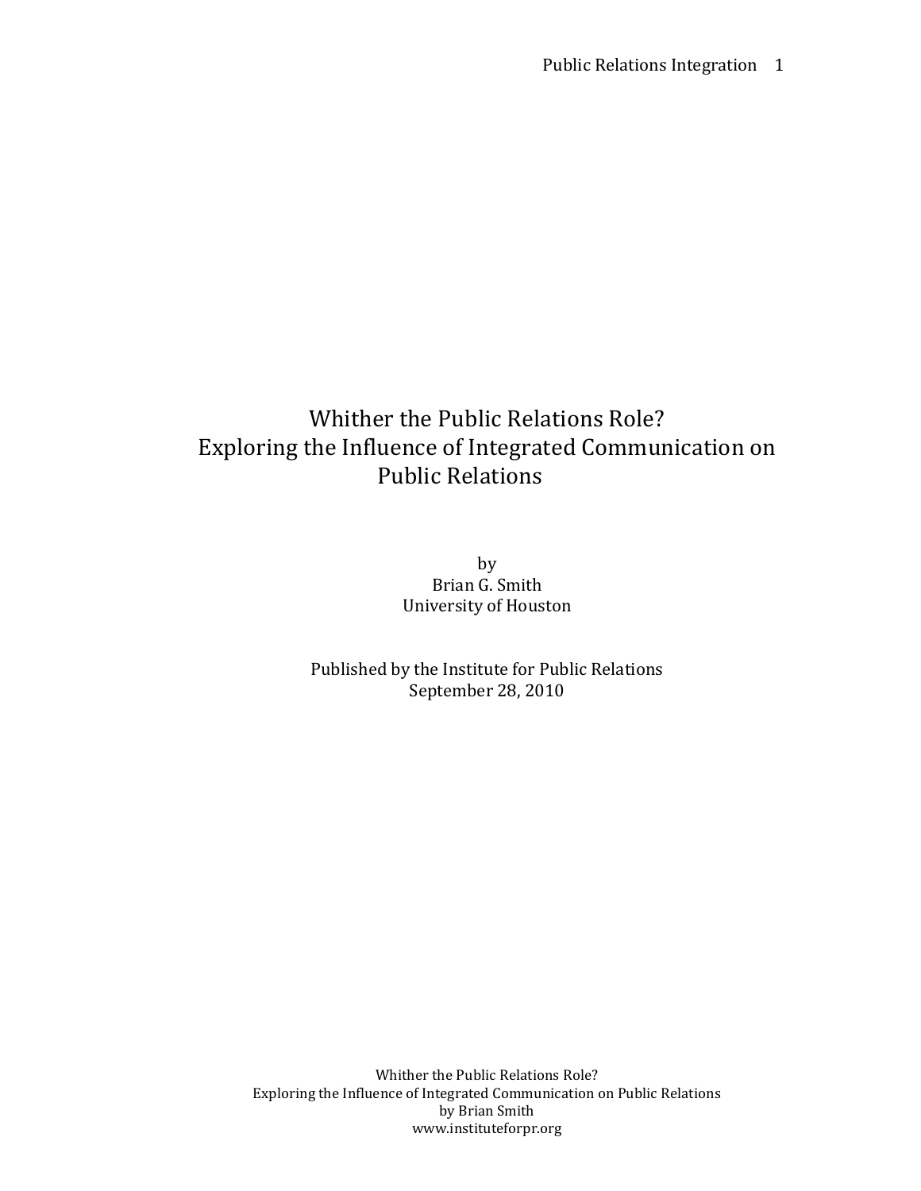# Whither the Public Relations Role?
# Exploring the Influence of Integrated Communication on Public Relations

by
Brian G. Smith
University of Houston

Published by the Institute for Public Relations
September 28, 2010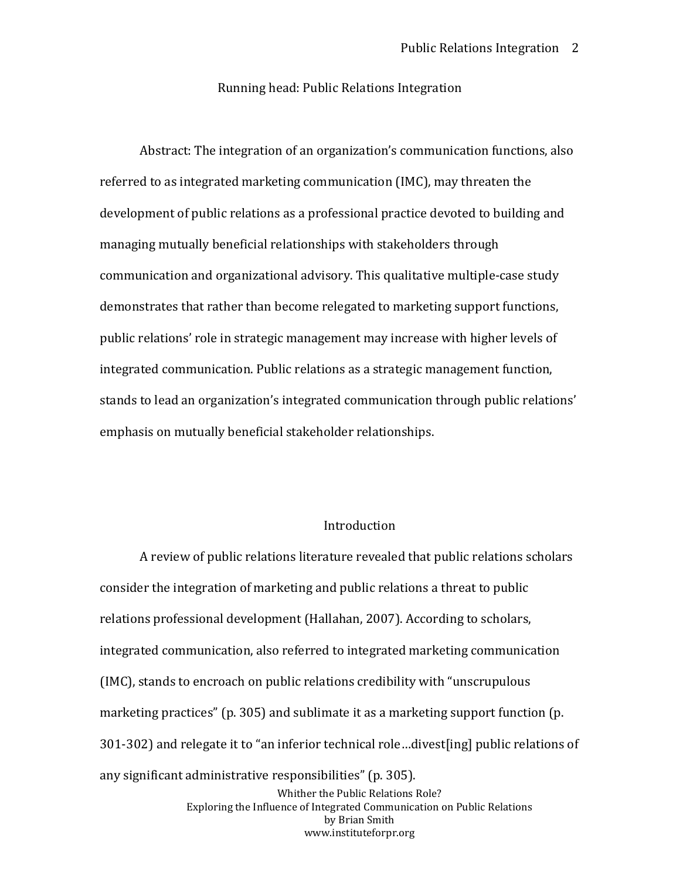Running head: Public Relations Integration

Abstract: The integration of an organization's communication functions, also referred to as integrated marketing communication (IMC), may threaten the development of public relations as a professional practice devoted to building and managing mutually beneficial relationships with stakeholders through communication and organizational advisory. This qualitative multiple-case study demonstrates that rather than become relegated to marketing support functions, public relations' role in strategic management may increase with higher levels of integrated communication. Public relations as a strategic management function, stands to lead an organization's integrated communication through public relations' emphasis on mutually beneficial stakeholder relationships.

## Introduction

A review of public relations literature revealed that public relations scholars consider the integration of marketing and public relations a threat to public relations professional development (Hallahan, 2007). According to scholars, integrated communication, also referred to integrated marketing communication (IMC), stands to encroach on public relations credibility with "unscrupulous marketing practices" (p. 305) and sublimate it as a marketing support function (p. 301-302) and relegate it to "an inferior technical role…divest[ing] public relations of any significant administrative responsibilities" (p. 305).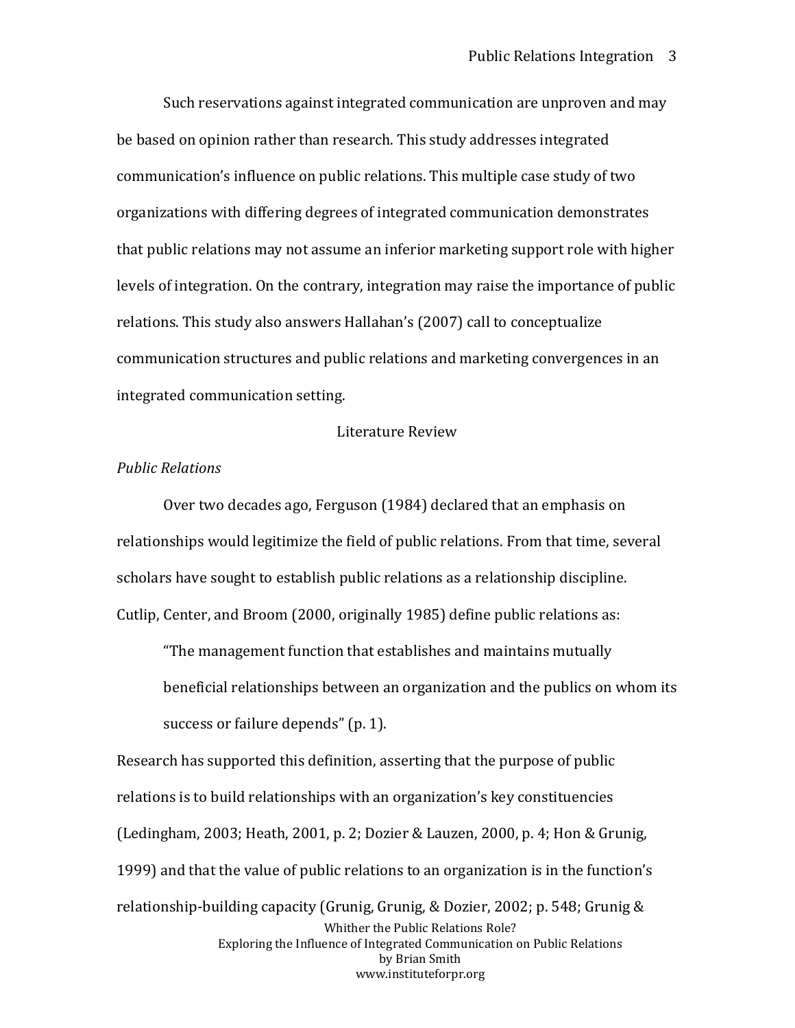Such reservations against integrated communication are unproven and may be based on opinion rather than research. This study addresses integrated communication's influence on public relations. This multiple case study of two organizations with differing degrees of integrated communication demonstrates that public relations may not assume an inferior marketing support role with higher levels of integration. On the contrary, integration may raise the importance of public relations. This study also answers Hallahan's (2007) call to conceptualize communication structures and public relations and marketing convergences in an integrated communication setting.

## Literature Review

### *Public Relations*

Over two decades ago, Ferguson (1984) declared that an emphasis on relationships would legitimize the field of public relations. From that time, several scholars have sought to establish public relations as a relationship discipline. Cutlip, Center, and Broom (2000, originally 1985) define public relations as:

> "The management function that establishes and maintains mutually beneficial relationships between an organization and the publics on whom its success or failure depends" (p. 1).

Research has supported this definition, asserting that the purpose of public relations is to build relationships with an organization's key constituencies (Ledingham, 2003; Heath, 2001, p. 2; Dozier & Lauzen, 2000, p. 4; Hon & Grunig, 1999) and that the value of public relations to an organization is in the function's relationship-building capacity (Grunig, Grunig, & Dozier, 2002; p. 548; Grunig &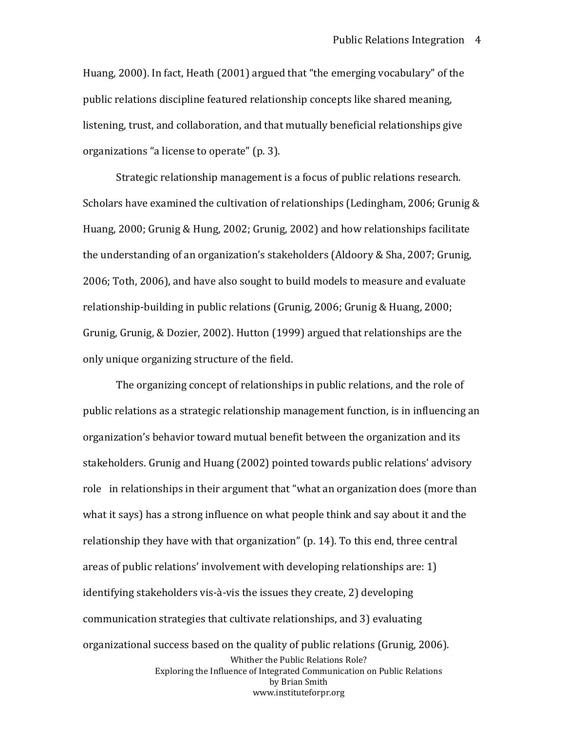Huang, 2000). In fact, Heath (2001) argued that "the emerging vocabulary" of the public relations discipline featured relationship concepts like shared meaning, listening, trust, and collaboration, and that mutually beneficial relationships give organizations "a license to operate" (p. 3).

Strategic relationship management is a focus of public relations research. Scholars have examined the cultivation of relationships (Ledingham, 2006; Grunig & Huang, 2000; Grunig & Hung, 2002; Grunig, 2002) and how relationships facilitate the understanding of an organization's stakeholders (Aldoory & Sha, 2007; Grunig, 2006; Toth, 2006), and have also sought to build models to measure and evaluate relationship-building in public relations (Grunig, 2006; Grunig & Huang, 2000; Grunig, Grunig, & Dozier, 2002). Hutton (1999) argued that relationships are the only unique organizing structure of the field.

The organizing concept of relationships in public relations, and the role of public relations as a strategic relationship management function, is in influencing an organization's behavior toward mutual benefit between the organization and its stakeholders. Grunig and Huang (2002) pointed towards public relations' advisory role in relationships in their argument that "what an organization does (more than what it says) has a strong influence on what people think and say about it and the relationship they have with that organization" (p. 14). To this end, three central areas of public relations' involvement with developing relationships are: 1) identifying stakeholders vis-à-vis the issues they create, 2) developing communication strategies that cultivate relationships, and 3) evaluating organizational success based on the quality of public relations (Grunig, 2006).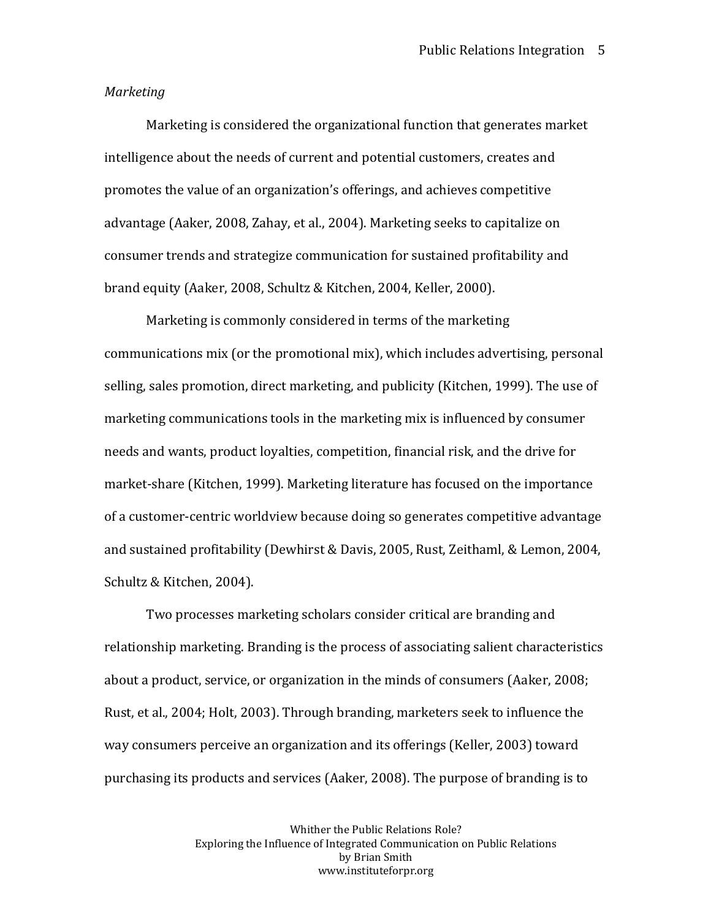*Marketing*

Marketing is considered the organizational function that generates market intelligence about the needs of current and potential customers, creates and promotes the value of an organization's offerings, and achieves competitive advantage (Aaker, 2008, Zahay, et al., 2004). Marketing seeks to capitalize on consumer trends and strategize communication for sustained profitability and brand equity (Aaker, 2008, Schultz & Kitchen, 2004, Keller, 2000).

Marketing is commonly considered in terms of the marketing communications mix (or the promotional mix), which includes advertising, personal selling, sales promotion, direct marketing, and publicity (Kitchen, 1999). The use of marketing communications tools in the marketing mix is influenced by consumer needs and wants, product loyalties, competition, financial risk, and the drive for market-share (Kitchen, 1999). Marketing literature has focused on the importance of a customer-centric worldview because doing so generates competitive advantage and sustained profitability (Dewhirst & Davis, 2005, Rust, Zeithaml, & Lemon, 2004, Schultz & Kitchen, 2004).

Two processes marketing scholars consider critical are branding and relationship marketing. Branding is the process of associating salient characteristics about a product, service, or organization in the minds of consumers (Aaker, 2008; Rust, et al., 2004; Holt, 2003). Through branding, marketers seek to influence the way consumers perceive an organization and its offerings (Keller, 2003) toward purchasing its products and services (Aaker, 2008). The purpose of branding is to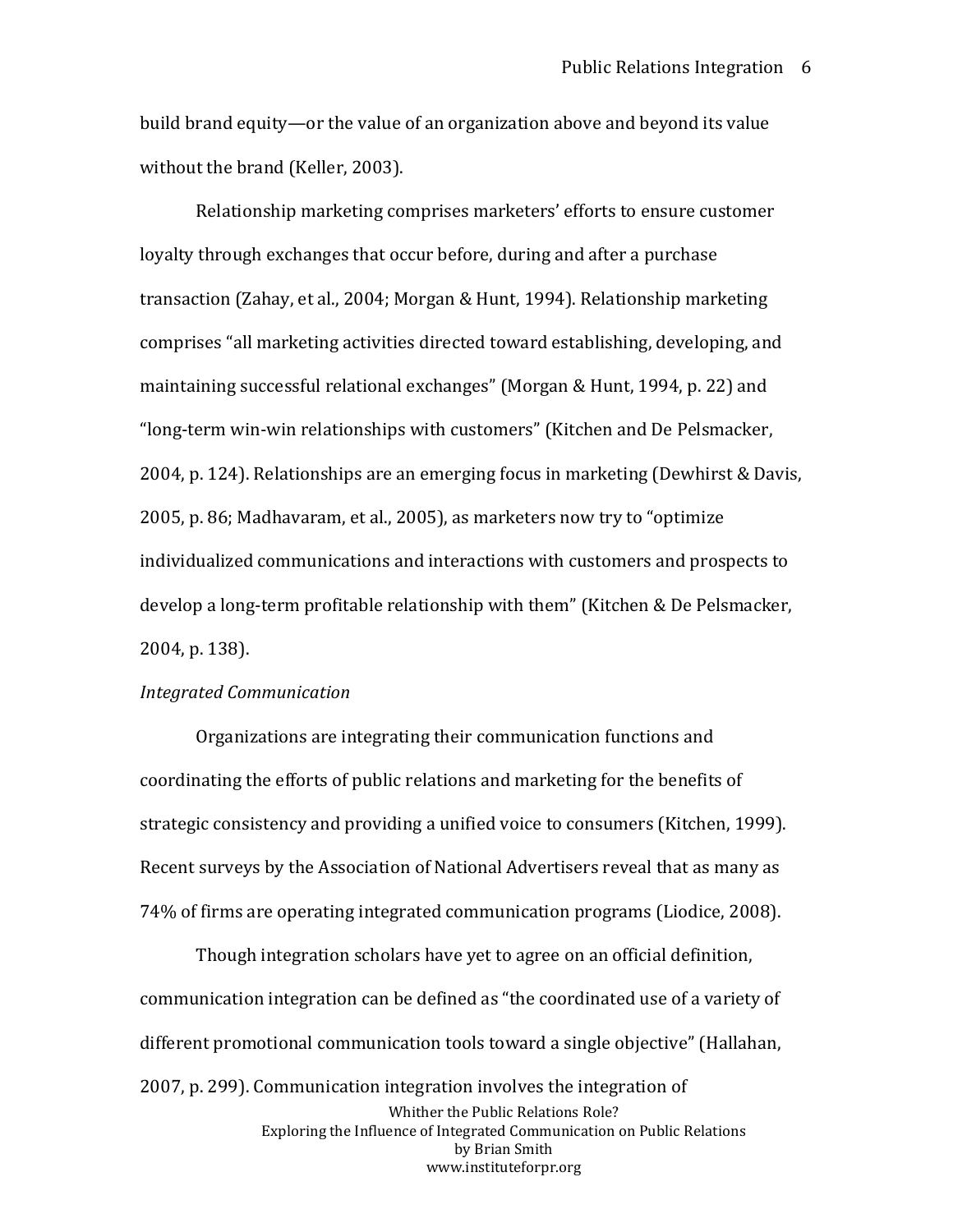build brand equity—or the value of an organization above and beyond its value without the brand (Keller, 2003).

Relationship marketing comprises marketers' efforts to ensure customer loyalty through exchanges that occur before, during and after a purchase transaction (Zahay, et al., 2004; Morgan & Hunt, 1994). Relationship marketing comprises "all marketing activities directed toward establishing, developing, and maintaining successful relational exchanges" (Morgan & Hunt, 1994, p. 22) and "long-term win-win relationships with customers" (Kitchen and De Pelsmacker, 2004, p. 124). Relationships are an emerging focus in marketing (Dewhirst & Davis, 2005, p. 86; Madhavaram, et al., 2005), as marketers now try to "optimize individualized communications and interactions with customers and prospects to develop a long-term profitable relationship with them" (Kitchen & De Pelsmacker, 2004, p. 138).

*Integrated Communication*

Organizations are integrating their communication functions and coordinating the efforts of public relations and marketing for the benefits of strategic consistency and providing a unified voice to consumers (Kitchen, 1999). Recent surveys by the Association of National Advertisers reveal that as many as 74% of firms are operating integrated communication programs (Liodice, 2008).

Though integration scholars have yet to agree on an official definition, communication integration can be defined as "the coordinated use of a variety of different promotional communication tools toward a single objective" (Hallahan, 2007, p. 299). Communication integration involves the integration of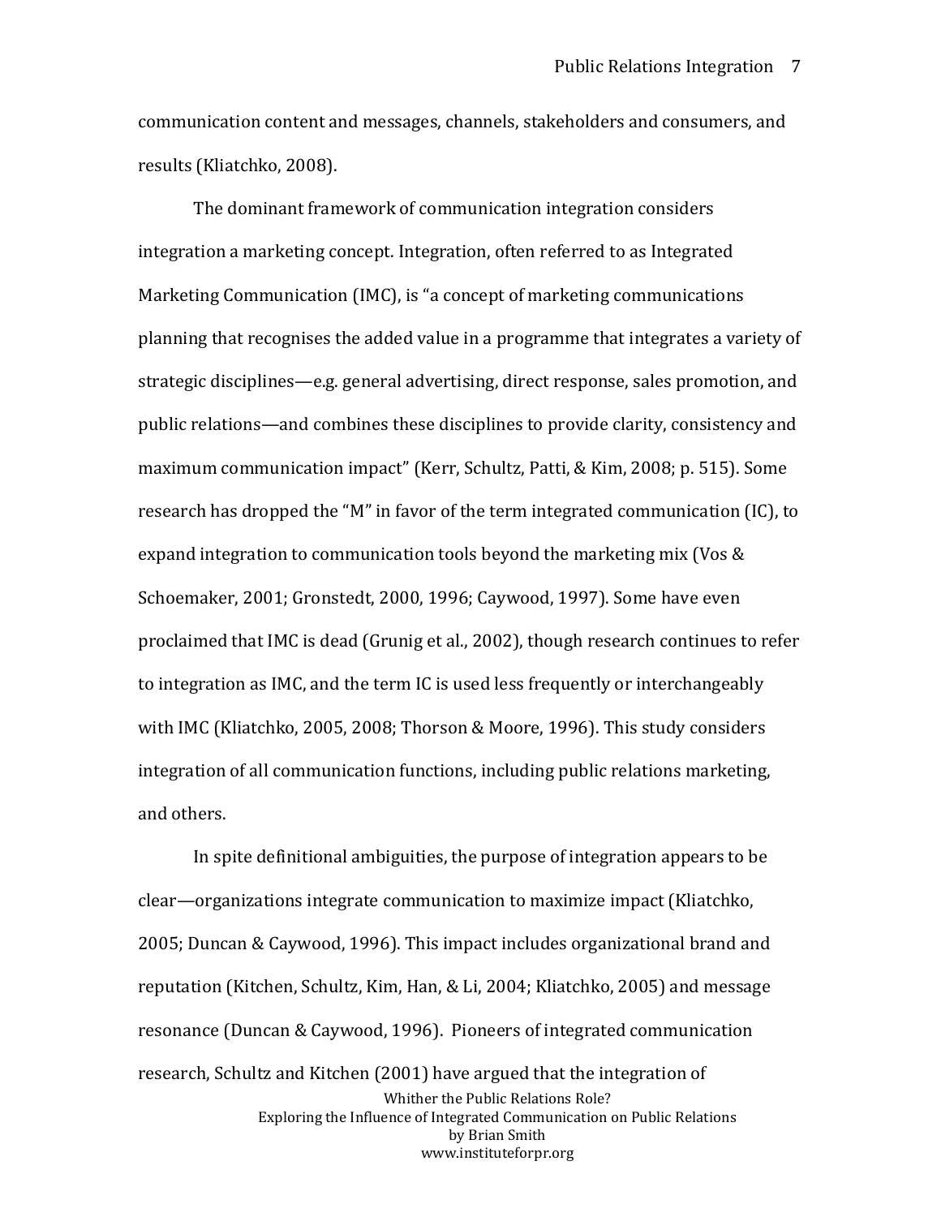communication content and messages, channels, stakeholders and consumers, and results (Kliatchko, 2008).

The dominant framework of communication integration considers integration a marketing concept. Integration, often referred to as Integrated Marketing Communication (IMC), is "a concept of marketing communications planning that recognises the added value in a programme that integrates a variety of strategic disciplines—e.g. general advertising, direct response, sales promotion, and public relations—and combines these disciplines to provide clarity, consistency and maximum communication impact" (Kerr, Schultz, Patti, & Kim, 2008; p. 515). Some research has dropped the "M" in favor of the term integrated communication (IC), to expand integration to communication tools beyond the marketing mix (Vos & Schoemaker, 2001; Gronstedt, 2000, 1996; Caywood, 1997). Some have even proclaimed that IMC is dead (Grunig et al., 2002), though research continues to refer to integration as IMC, and the term IC is used less frequently or interchangeably with IMC (Kliatchko, 2005, 2008; Thorson & Moore, 1996). This study considers integration of all communication functions, including public relations marketing, and others.

In spite definitional ambiguities, the purpose of integration appears to be clear—organizations integrate communication to maximize impact (Kliatchko, 2005; Duncan & Caywood, 1996). This impact includes organizational brand and reputation (Kitchen, Schultz, Kim, Han, & Li, 2004; Kliatchko, 2005) and message resonance (Duncan & Caywood, 1996). Pioneers of integrated communication research, Schultz and Kitchen (2001) have argued that the integration of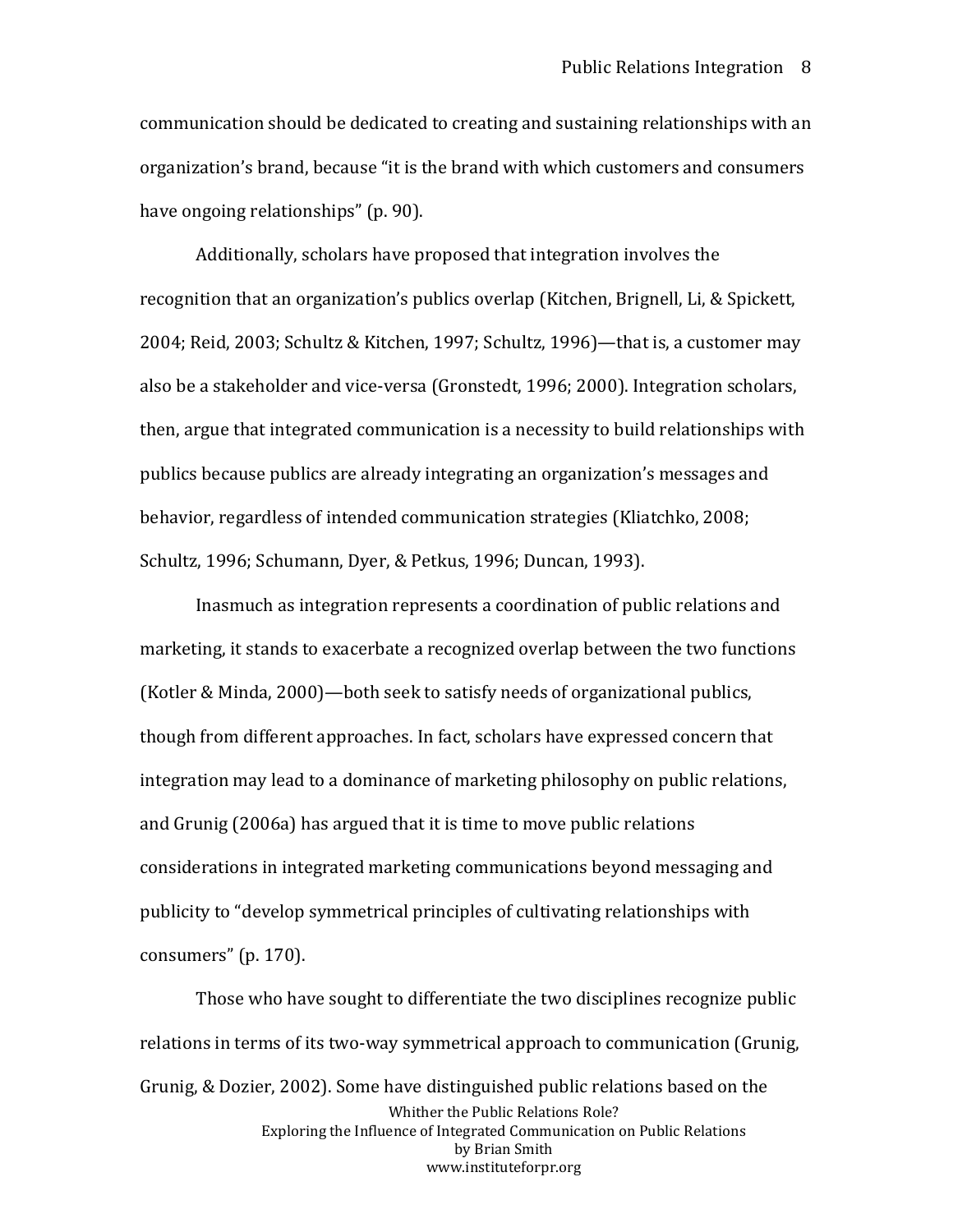communication should be dedicated to creating and sustaining relationships with an organization's brand, because "it is the brand with which customers and consumers have ongoing relationships" (p. 90).

Additionally, scholars have proposed that integration involves the recognition that an organization's publics overlap (Kitchen, Brignell, Li, & Spickett, 2004; Reid, 2003; Schultz & Kitchen, 1997; Schultz, 1996)—that is, a customer may also be a stakeholder and vice-versa (Gronstedt, 1996; 2000). Integration scholars, then, argue that integrated communication is a necessity to build relationships with publics because publics are already integrating an organization's messages and behavior, regardless of intended communication strategies (Kliatchko, 2008; Schultz, 1996; Schumann, Dyer, & Petkus, 1996; Duncan, 1993).

Inasmuch as integration represents a coordination of public relations and marketing, it stands to exacerbate a recognized overlap between the two functions (Kotler & Minda, 2000)—both seek to satisfy needs of organizational publics, though from different approaches. In fact, scholars have expressed concern that integration may lead to a dominance of marketing philosophy on public relations, and Grunig (2006a) has argued that it is time to move public relations considerations in integrated marketing communications beyond messaging and publicity to "develop symmetrical principles of cultivating relationships with consumers" (p. 170).

Those who have sought to differentiate the two disciplines recognize public relations in terms of its two-way symmetrical approach to communication (Grunig, Grunig, & Dozier, 2002). Some have distinguished public relations based on the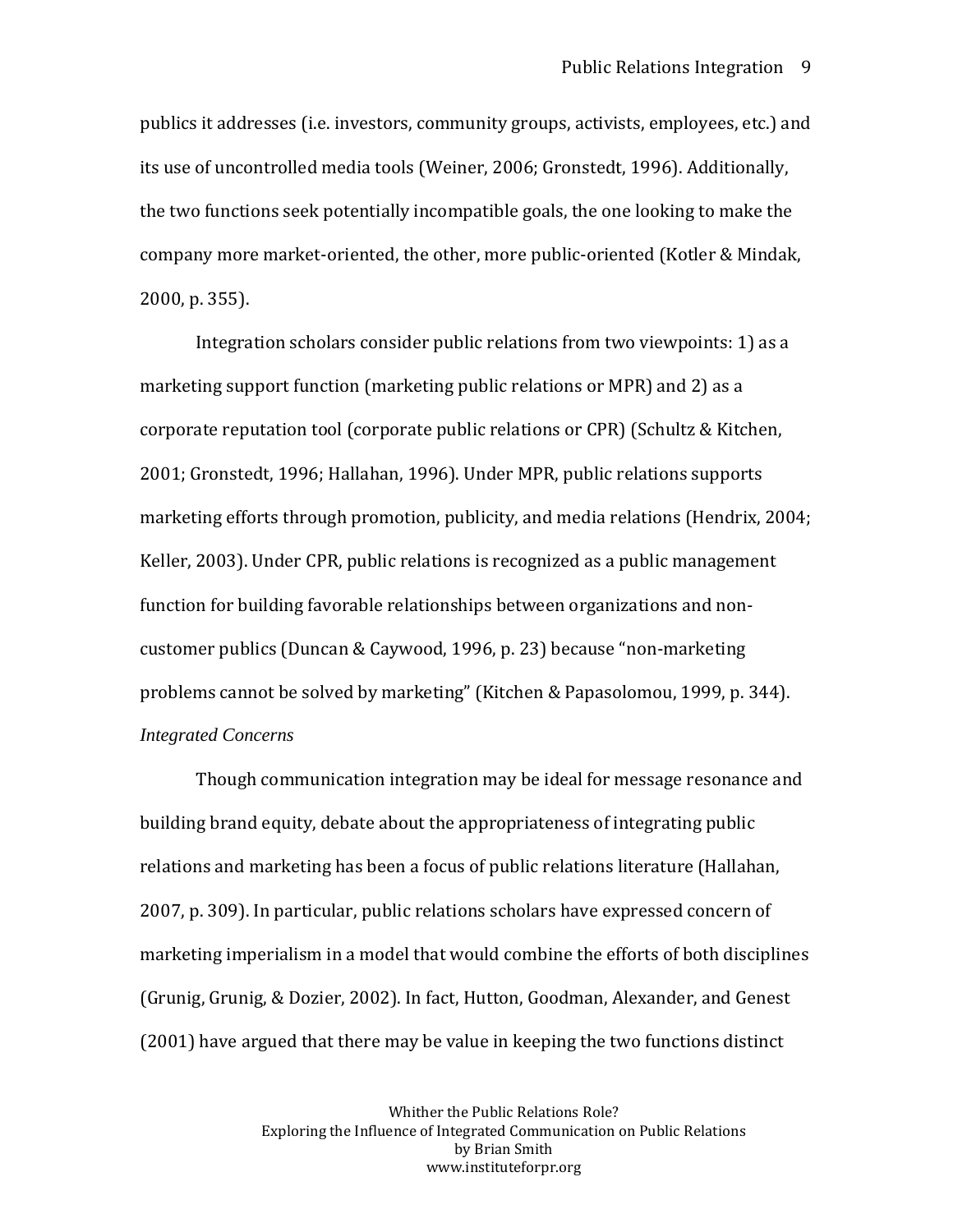publics it addresses (i.e. investors, community groups, activists, employees, etc.) and its use of uncontrolled media tools (Weiner, 2006; Gronstedt, 1996). Additionally, the two functions seek potentially incompatible goals, the one looking to make the company more market-oriented, the other, more public-oriented (Kotler & Mindak, 2000, p. 355).

Integration scholars consider public relations from two viewpoints: 1) as a marketing support function (marketing public relations or MPR) and 2) as a corporate reputation tool (corporate public relations or CPR) (Schultz & Kitchen, 2001; Gronstedt, 1996; Hallahan, 1996). Under MPR, public relations supports marketing efforts through promotion, publicity, and media relations (Hendrix, 2004; Keller, 2003). Under CPR, public relations is recognized as a public management function for building favorable relationships between organizations and non-customer publics (Duncan & Caywood, 1996, p. 23) because "non-marketing problems cannot be solved by marketing" (Kitchen & Papasolomou, 1999, p. 344).

*Integrated Concerns*

Though communication integration may be ideal for message resonance and building brand equity, debate about the appropriateness of integrating public relations and marketing has been a focus of public relations literature (Hallahan, 2007, p. 309). In particular, public relations scholars have expressed concern of marketing imperialism in a model that would combine the efforts of both disciplines (Grunig, Grunig, & Dozier, 2002). In fact, Hutton, Goodman, Alexander, and Genest (2001) have argued that there may be value in keeping the two functions distinct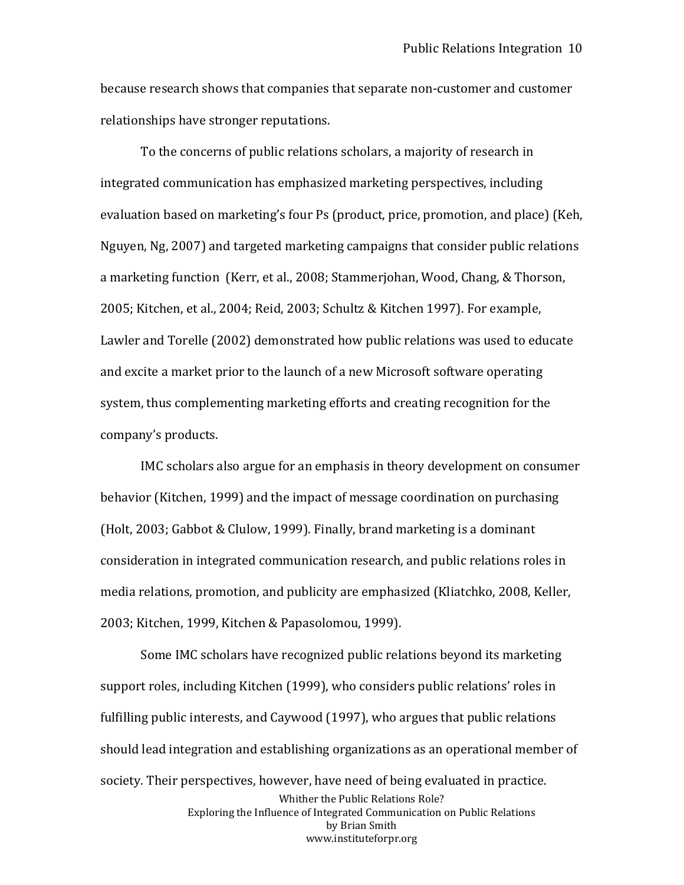because research shows that companies that separate non-customer and customer relationships have stronger reputations.

To the concerns of public relations scholars, a majority of research in integrated communication has emphasized marketing perspectives, including evaluation based on marketing's four Ps (product, price, promotion, and place) (Keh, Nguyen, Ng, 2007) and targeted marketing campaigns that consider public relations a marketing function (Kerr, et al., 2008; Stammerjohan, Wood, Chang, & Thorson, 2005; Kitchen, et al., 2004; Reid, 2003; Schultz & Kitchen 1997). For example, Lawler and Torelle (2002) demonstrated how public relations was used to educate and excite a market prior to the launch of a new Microsoft software operating system, thus complementing marketing efforts and creating recognition for the company's products.

IMC scholars also argue for an emphasis in theory development on consumer behavior (Kitchen, 1999) and the impact of message coordination on purchasing (Holt, 2003; Gabbot & Clulow, 1999). Finally, brand marketing is a dominant consideration in integrated communication research, and public relations roles in media relations, promotion, and publicity are emphasized (Kliatchko, 2008, Keller, 2003; Kitchen, 1999, Kitchen & Papasolomou, 1999).

Some IMC scholars have recognized public relations beyond its marketing support roles, including Kitchen (1999), who considers public relations' roles in fulfilling public interests, and Caywood (1997), who argues that public relations should lead integration and establishing organizations as an operational member of society. Their perspectives, however, have need of being evaluated in practice.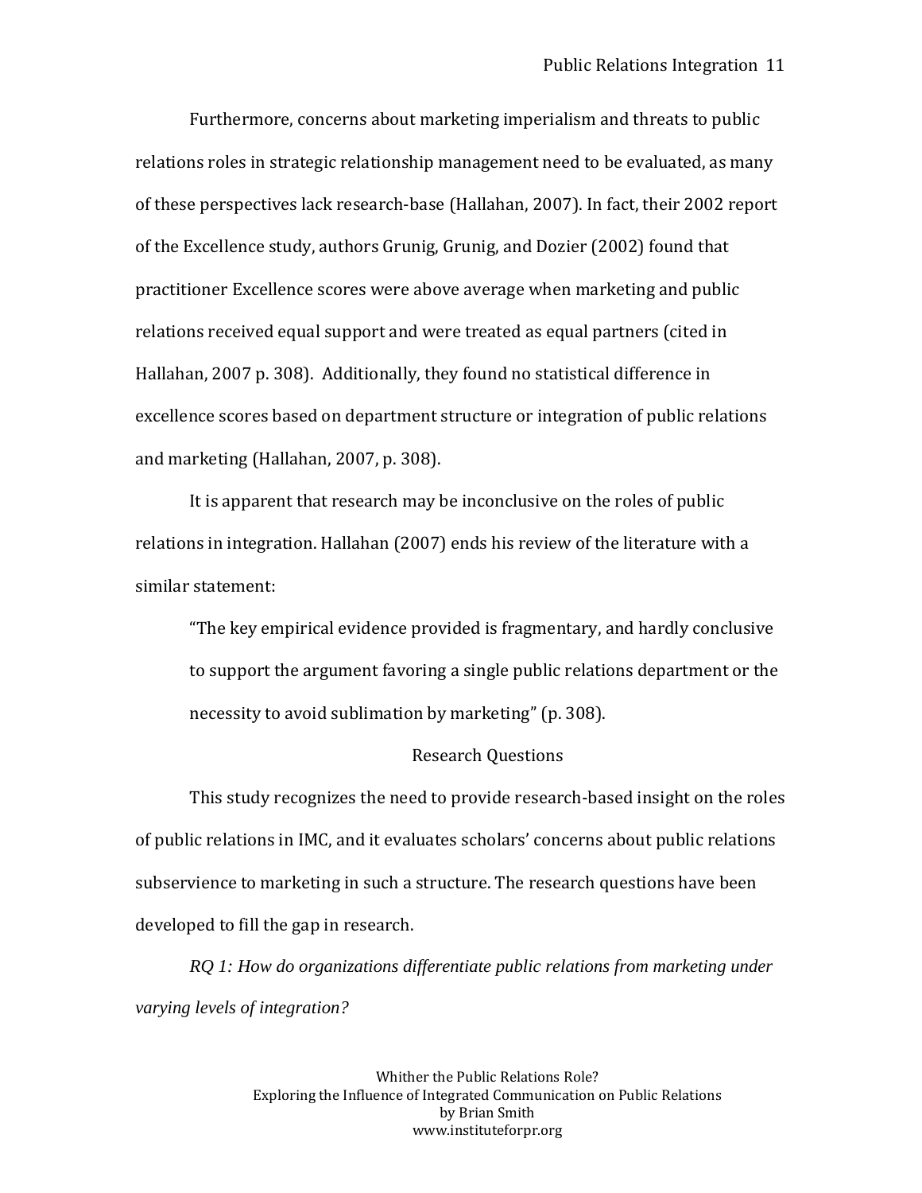Furthermore, concerns about marketing imperialism and threats to public relations roles in strategic relationship management need to be evaluated, as many of these perspectives lack research-base (Hallahan, 2007). In fact, their 2002 report of the Excellence study, authors Grunig, Grunig, and Dozier (2002) found that practitioner Excellence scores were above average when marketing and public relations received equal support and were treated as equal partners (cited in Hallahan, 2007 p. 308). Additionally, they found no statistical difference in excellence scores based on department structure or integration of public relations and marketing (Hallahan, 2007, p. 308).

It is apparent that research may be inconclusive on the roles of public relations in integration. Hallahan (2007) ends his review of the literature with a similar statement:

> "The key empirical evidence provided is fragmentary, and hardly conclusive to support the argument favoring a single public relations department or the necessity to avoid sublimation by marketing" (p. 308).

## Research Questions

This study recognizes the need to provide research-based insight on the roles of public relations in IMC, and it evaluates scholars' concerns about public relations subservience to marketing in such a structure. The research questions have been developed to fill the gap in research.

*RQ 1: How do organizations differentiate public relations from marketing under varying levels of integration?*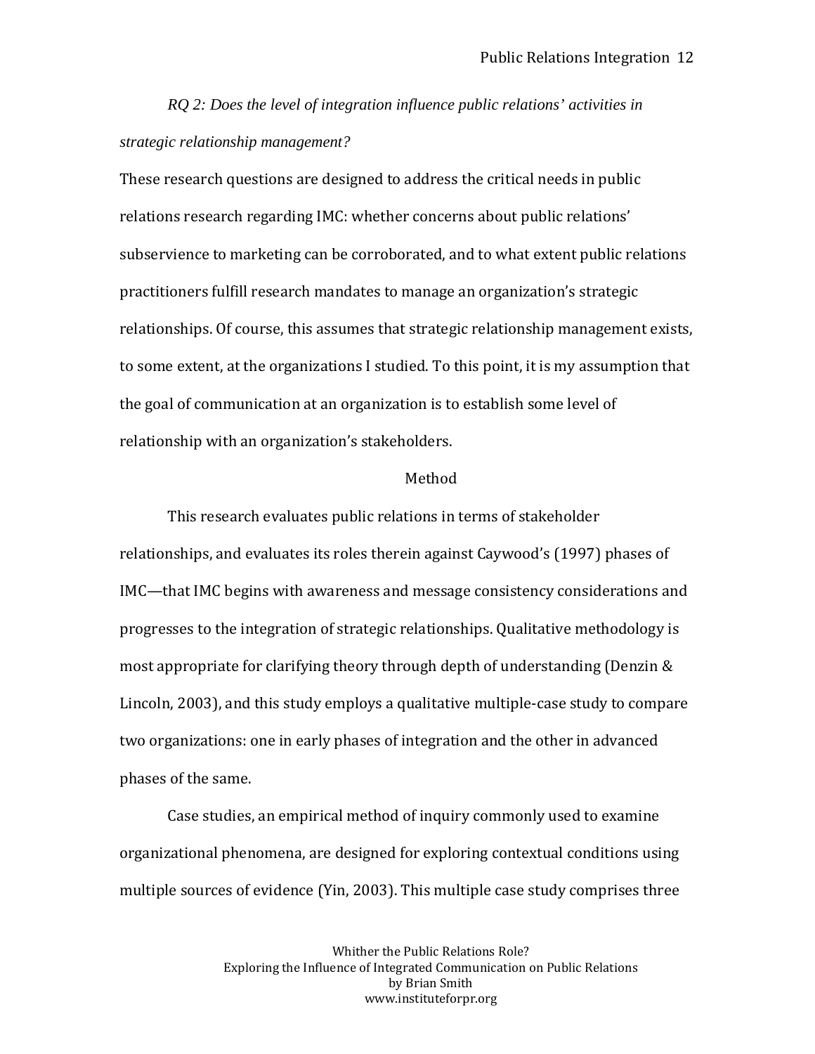*RQ 2: Does the level of integration influence public relations' activities in strategic relationship management?*

These research questions are designed to address the critical needs in public relations research regarding IMC: whether concerns about public relations' subservience to marketing can be corroborated, and to what extent public relations practitioners fulfill research mandates to manage an organization's strategic relationships. Of course, this assumes that strategic relationship management exists, to some extent, at the organizations I studied. To this point, it is my assumption that the goal of communication at an organization is to establish some level of relationship with an organization's stakeholders.

## Method

This research evaluates public relations in terms of stakeholder relationships, and evaluates its roles therein against Caywood's (1997) phases of IMC—that IMC begins with awareness and message consistency considerations and progresses to the integration of strategic relationships. Qualitative methodology is most appropriate for clarifying theory through depth of understanding (Denzin & Lincoln, 2003), and this study employs a qualitative multiple-case study to compare two organizations: one in early phases of integration and the other in advanced phases of the same.

Case studies, an empirical method of inquiry commonly used to examine organizational phenomena, are designed for exploring contextual conditions using multiple sources of evidence (Yin, 2003). This multiple case study comprises three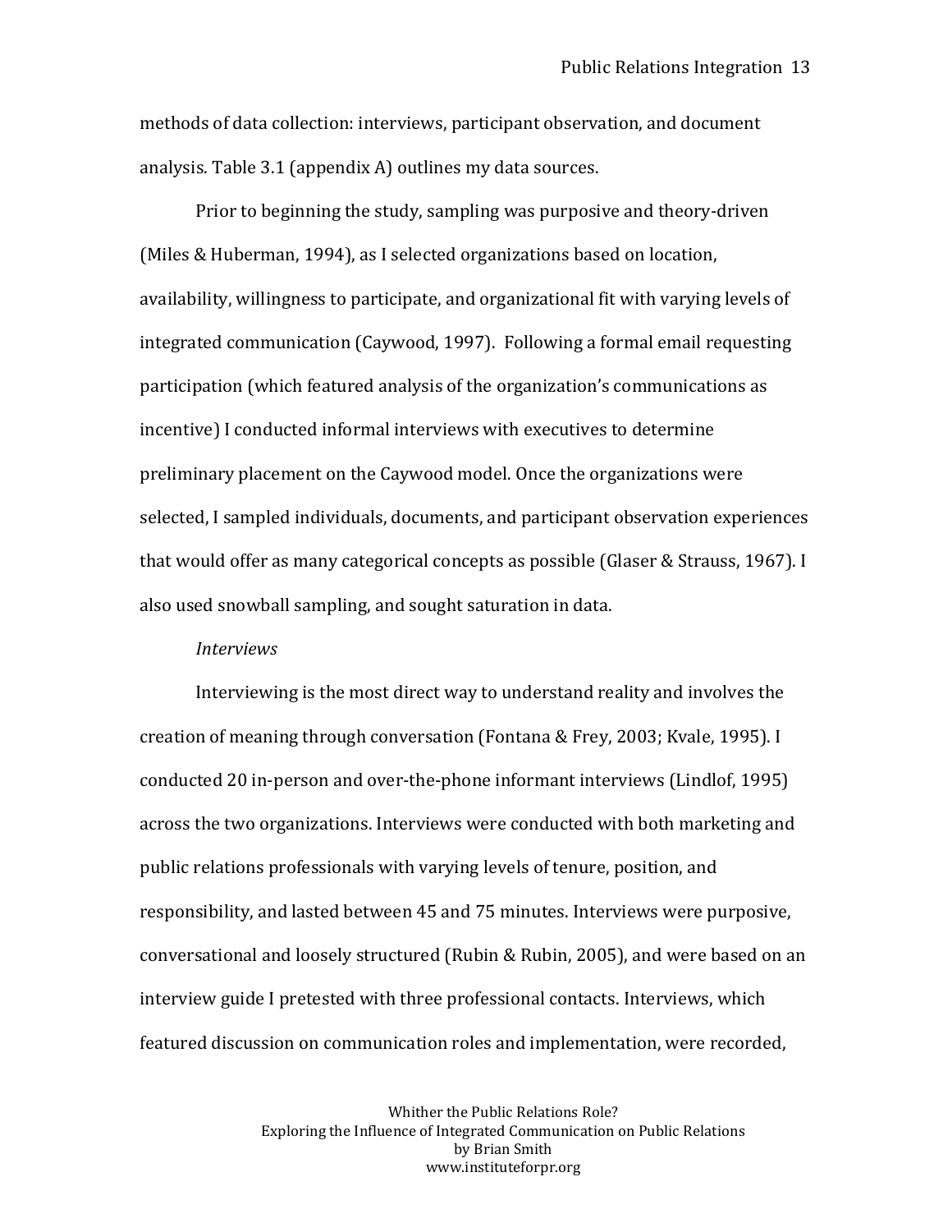methods of data collection: interviews, participant observation, and document analysis. Table 3.1 (appendix A) outlines my data sources.

Prior to beginning the study, sampling was purposive and theory-driven (Miles & Huberman, 1994), as I selected organizations based on location, availability, willingness to participate, and organizational fit with varying levels of integrated communication (Caywood, 1997). Following a formal email requesting participation (which featured analysis of the organization's communications as incentive) I conducted informal interviews with executives to determine preliminary placement on the Caywood model. Once the organizations were selected, I sampled individuals, documents, and participant observation experiences that would offer as many categorical concepts as possible (Glaser & Strauss, 1967). I also used snowball sampling, and sought saturation in data.

*Interviews*

Interviewing is the most direct way to understand reality and involves the creation of meaning through conversation (Fontana & Frey, 2003; Kvale, 1995). I conducted 20 in-person and over-the-phone informant interviews (Lindlof, 1995) across the two organizations. Interviews were conducted with both marketing and public relations professionals with varying levels of tenure, position, and responsibility, and lasted between 45 and 75 minutes. Interviews were purposive, conversational and loosely structured (Rubin & Rubin, 2005), and were based on an interview guide I pretested with three professional contacts. Interviews, which featured discussion on communication roles and implementation, were recorded,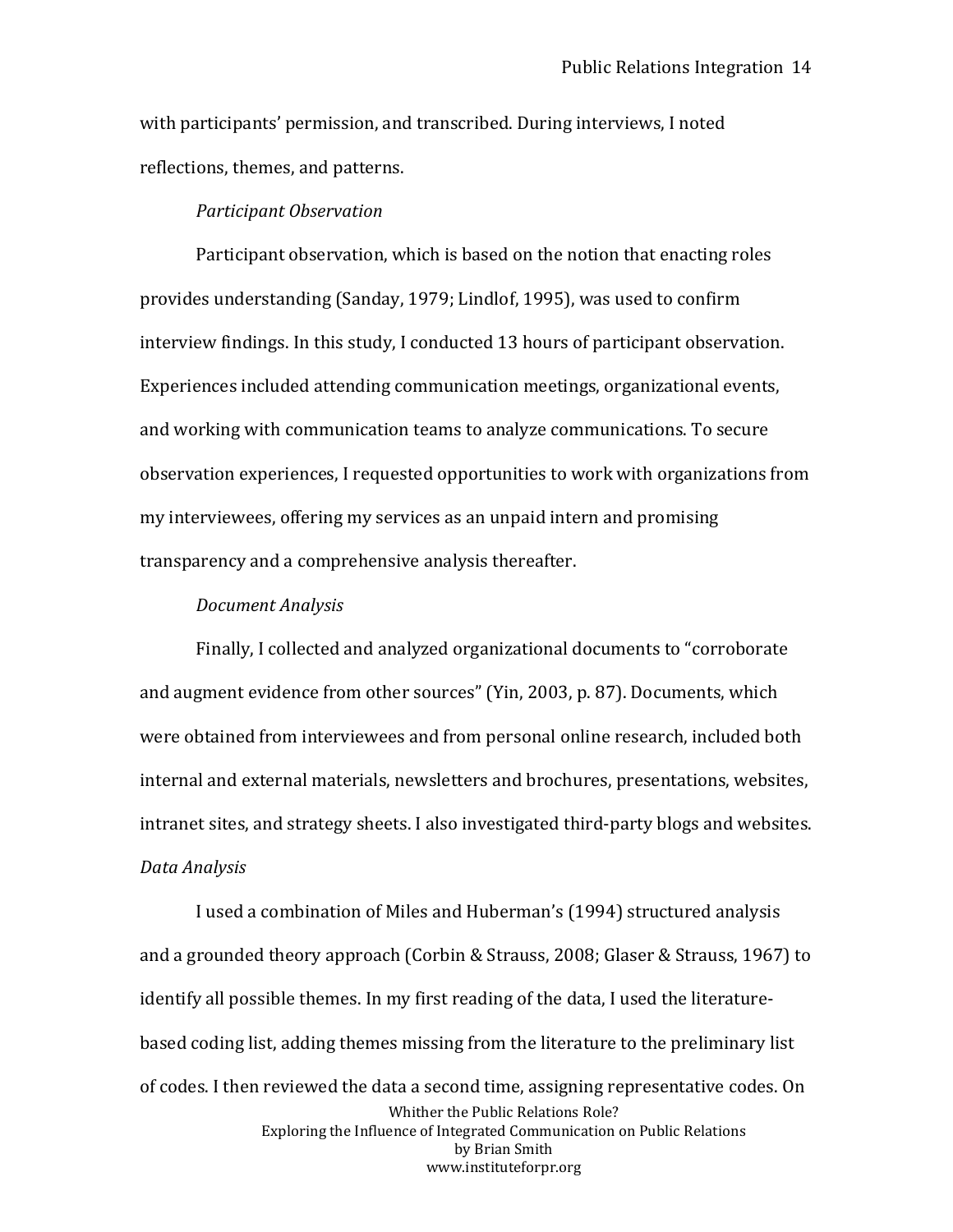with participants' permission, and transcribed. During interviews, I noted reflections, themes, and patterns.

#### *Participant Observation*

Participant observation, which is based on the notion that enacting roles provides understanding (Sanday, 1979; Lindlof, 1995), was used to confirm interview findings. In this study, I conducted 13 hours of participant observation. Experiences included attending communication meetings, organizational events, and working with communication teams to analyze communications. To secure observation experiences, I requested opportunities to work with organizations from my interviewees, offering my services as an unpaid intern and promising transparency and a comprehensive analysis thereafter.

#### *Document Analysis*

Finally, I collected and analyzed organizational documents to "corroborate and augment evidence from other sources" (Yin, 2003, p. 87). Documents, which were obtained from interviewees and from personal online research, included both internal and external materials, newsletters and brochures, presentations, websites, intranet sites, and strategy sheets. I also investigated third-party blogs and websites.

### *Data Analysis*

I used a combination of Miles and Huberman's (1994) structured analysis and a grounded theory approach (Corbin & Strauss, 2008; Glaser & Strauss, 1967) to identify all possible themes. In my first reading of the data, I used the literature-based coding list, adding themes missing from the literature to the preliminary list of codes. I then reviewed the data a second time, assigning representative codes. On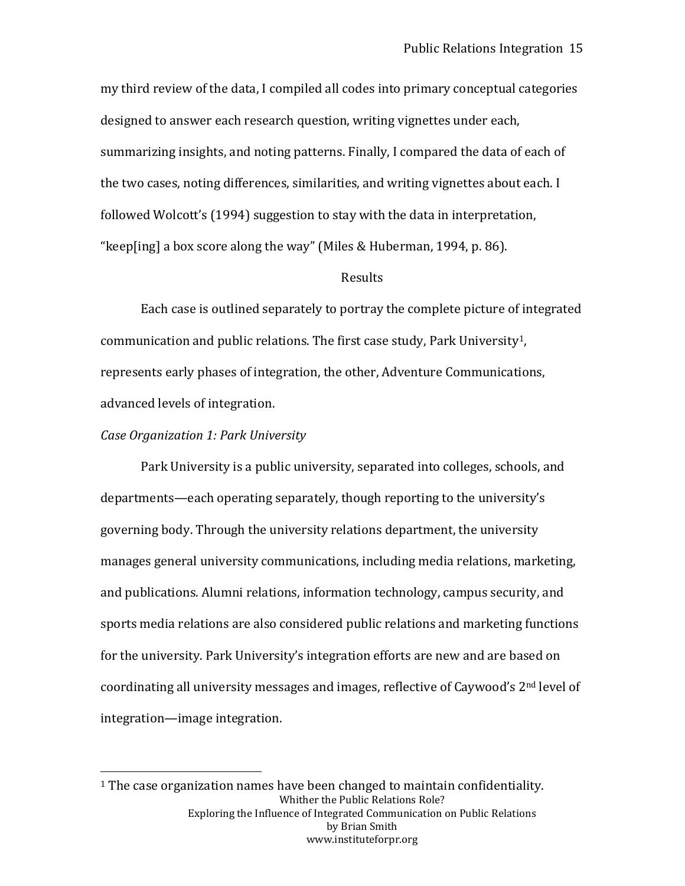my third review of the data, I compiled all codes into primary conceptual categories designed to answer each research question, writing vignettes under each, summarizing insights, and noting patterns. Finally, I compared the data of each of the two cases, noting differences, similarities, and writing vignettes about each. I followed Wolcott's (1994) suggestion to stay with the data in interpretation, "keep[ing] a box score along the way" (Miles & Huberman, 1994, p. 86).

## Results

Each case is outlined separately to portray the complete picture of integrated communication and public relations. The first case study, Park University[1], represents early phases of integration, the other, Adventure Communications, advanced levels of integration.

### *Case Organization 1: Park University*

Park University is a public university, separated into colleges, schools, and departments—each operating separately, though reporting to the university's governing body. Through the university relations department, the university manages general university communications, including media relations, marketing, and publications. Alumni relations, information technology, campus security, and sports media relations are also considered public relations and marketing functions for the university. Park University's integration efforts are new and are based on coordinating all university messages and images, reflective of Caywood's 2nd level of integration—image integration.

---

[1] The case organization names have been changed to maintain confidentiality.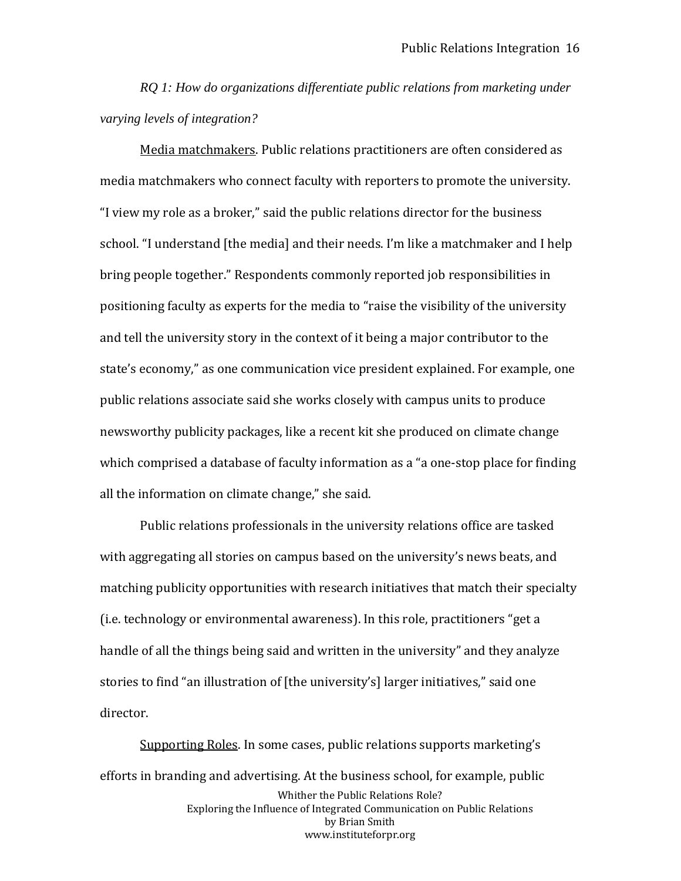*RQ 1: How do organizations differentiate public relations from marketing under varying levels of integration?*

<u>Media matchmakers</u>. Public relations practitioners are often considered as media matchmakers who connect faculty with reporters to promote the university. "I view my role as a broker," said the public relations director for the business school. "I understand [the media] and their needs. I'm like a matchmaker and I help bring people together." Respondents commonly reported job responsibilities in positioning faculty as experts for the media to "raise the visibility of the university and tell the university story in the context of it being a major contributor to the state's economy," as one communication vice president explained. For example, one public relations associate said she works closely with campus units to produce newsworthy publicity packages, like a recent kit she produced on climate change which comprised a database of faculty information as a "a one-stop place for finding all the information on climate change," she said.

Public relations professionals in the university relations office are tasked with aggregating all stories on campus based on the university's news beats, and matching publicity opportunities with research initiatives that match their specialty (i.e. technology or environmental awareness). In this role, practitioners "get a handle of all the things being said and written in the university" and they analyze stories to find "an illustration of [the university's] larger initiatives," said one director.

<u>Supporting Roles</u>. In some cases, public relations supports marketing's efforts in branding and advertising. At the business school, for example, public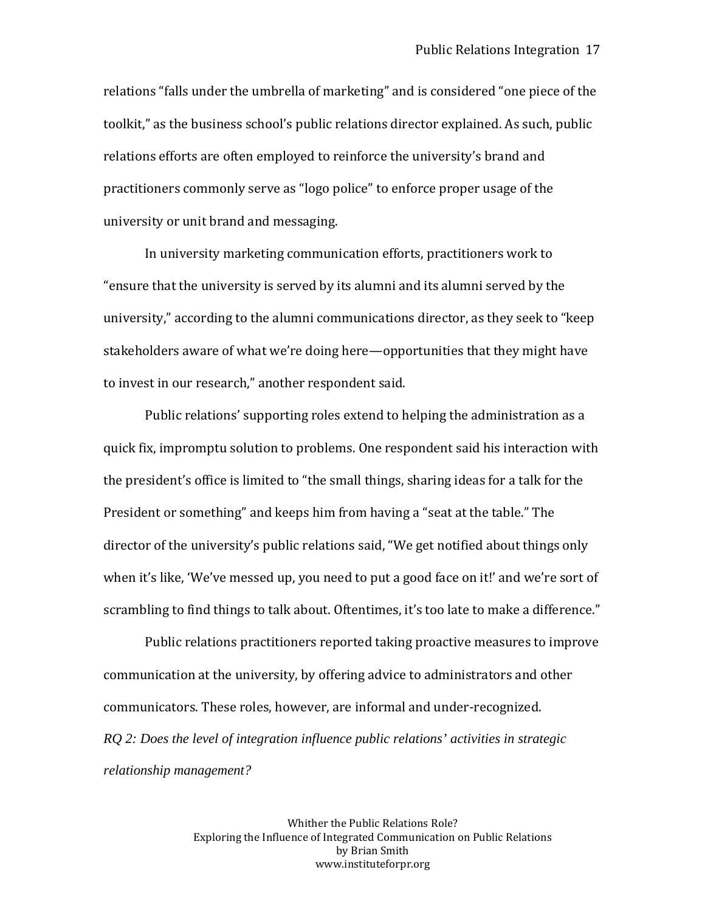relations "falls under the umbrella of marketing" and is considered "one piece of the toolkit," as the business school's public relations director explained. As such, public relations efforts are often employed to reinforce the university's brand and practitioners commonly serve as "logo police" to enforce proper usage of the university or unit brand and messaging.

In university marketing communication efforts, practitioners work to "ensure that the university is served by its alumni and its alumni served by the university," according to the alumni communications director, as they seek to "keep stakeholders aware of what we're doing here—opportunities that they might have to invest in our research," another respondent said.

Public relations' supporting roles extend to helping the administration as a quick fix, impromptu solution to problems. One respondent said his interaction with the president's office is limited to "the small things, sharing ideas for a talk for the President or something" and keeps him from having a "seat at the table." The director of the university's public relations said, "We get notified about things only when it's like, 'We've messed up, you need to put a good face on it!' and we're sort of scrambling to find things to talk about. Oftentimes, it's too late to make a difference."

Public relations practitioners reported taking proactive measures to improve communication at the university, by offering advice to administrators and other communicators. These roles, however, are informal and under-recognized.

*RQ 2: Does the level of integration influence public relations' activities in strategic relationship management?*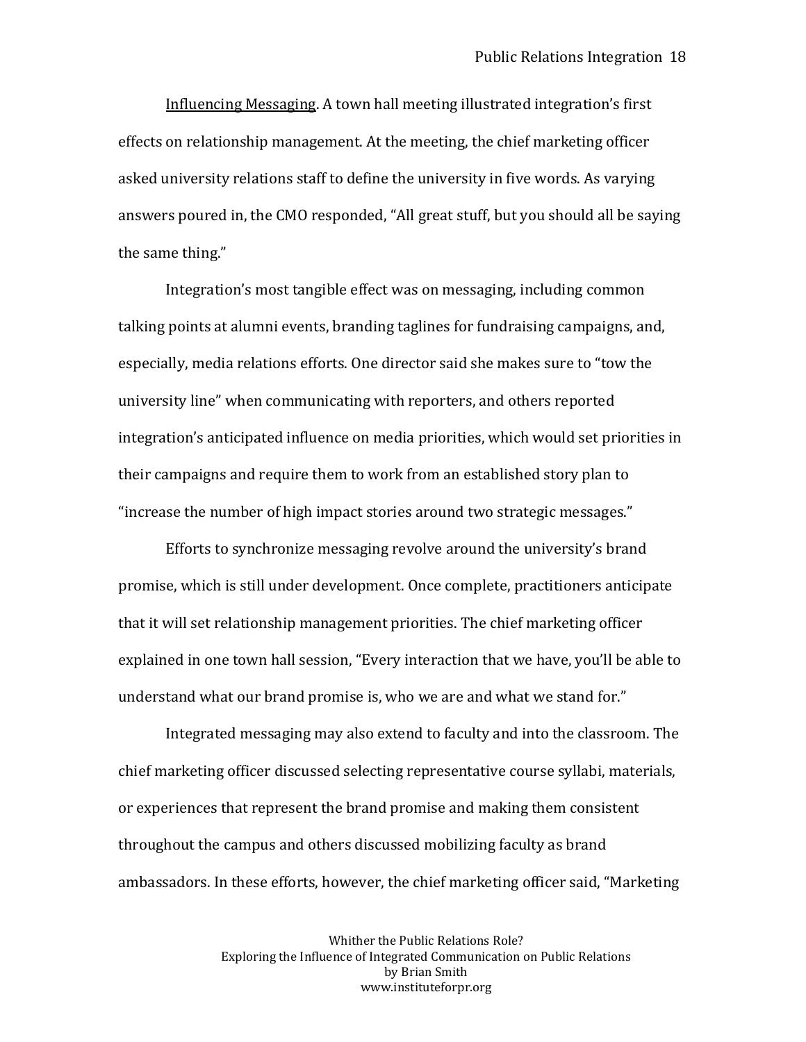Influencing Messaging. A town hall meeting illustrated integration's first effects on relationship management. At the meeting, the chief marketing officer asked university relations staff to define the university in five words. As varying answers poured in, the CMO responded, "All great stuff, but you should all be saying the same thing."

Integration's most tangible effect was on messaging, including common talking points at alumni events, branding taglines for fundraising campaigns, and, especially, media relations efforts. One director said she makes sure to "tow the university line" when communicating with reporters, and others reported integration's anticipated influence on media priorities, which would set priorities in their campaigns and require them to work from an established story plan to "increase the number of high impact stories around two strategic messages."

Efforts to synchronize messaging revolve around the university's brand promise, which is still under development. Once complete, practitioners anticipate that it will set relationship management priorities. The chief marketing officer explained in one town hall session, "Every interaction that we have, you'll be able to understand what our brand promise is, who we are and what we stand for."

Integrated messaging may also extend to faculty and into the classroom. The chief marketing officer discussed selecting representative course syllabi, materials, or experiences that represent the brand promise and making them consistent throughout the campus and others discussed mobilizing faculty as brand ambassadors. In these efforts, however, the chief marketing officer said, "Marketing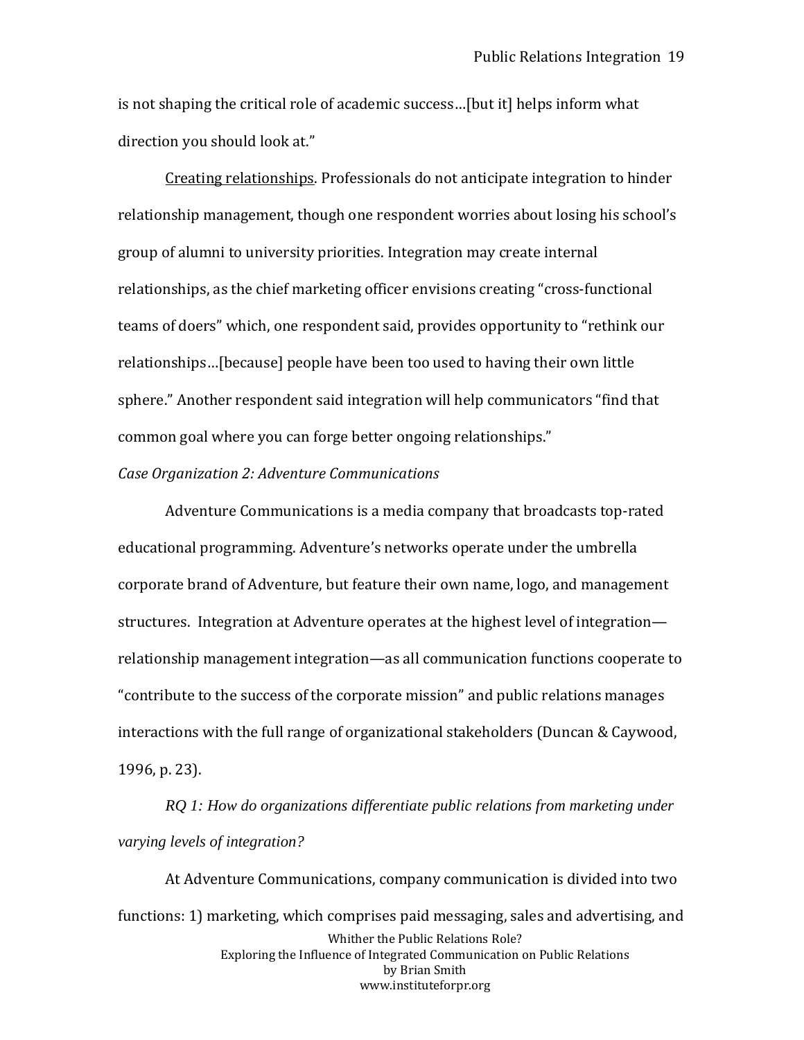is not shaping the critical role of academic success…[but it] helps inform what direction you should look at."

Creating relationships. Professionals do not anticipate integration to hinder relationship management, though one respondent worries about losing his school's group of alumni to university priorities. Integration may create internal relationships, as the chief marketing officer envisions creating "cross-functional teams of doers" which, one respondent said, provides opportunity to "rethink our relationships…[because] people have been too used to having their own little sphere." Another respondent said integration will help communicators "find that common goal where you can forge better ongoing relationships."

*Case Organization 2: Adventure Communications*

Adventure Communications is a media company that broadcasts top-rated educational programming. Adventure's networks operate under the umbrella corporate brand of Adventure, but feature their own name, logo, and management structures. Integration at Adventure operates at the highest level of integration—relationship management integration—as all communication functions cooperate to "contribute to the success of the corporate mission" and public relations manages interactions with the full range of organizational stakeholders (Duncan & Caywood, 1996, p. 23).

*RQ 1: How do organizations differentiate public relations from marketing under varying levels of integration?*

At Adventure Communications, company communication is divided into two functions: 1) marketing, which comprises paid messaging, sales and advertising, and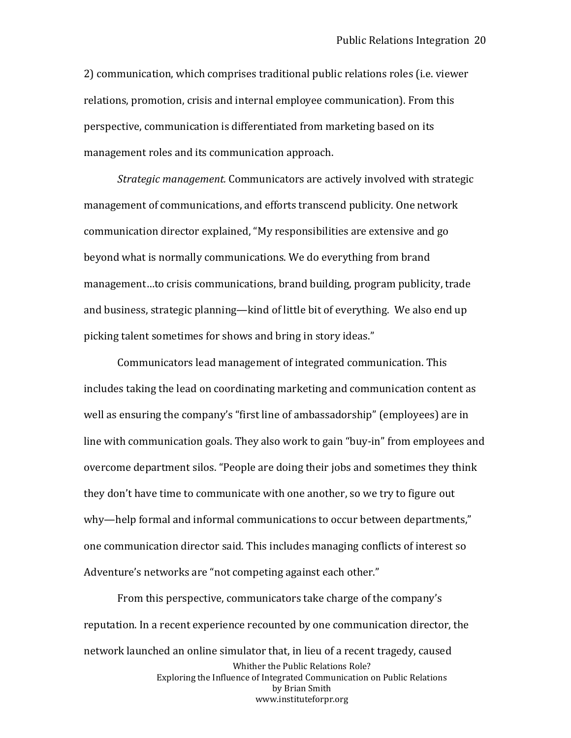2) communication, which comprises traditional public relations roles (i.e. viewer relations, promotion, crisis and internal employee communication). From this perspective, communication is differentiated from marketing based on its management roles and its communication approach.

*Strategic management.* Communicators are actively involved with strategic management of communications, and efforts transcend publicity. One network communication director explained, "My responsibilities are extensive and go beyond what is normally communications. We do everything from brand management…to crisis communications, brand building, program publicity, trade and business, strategic planning—kind of little bit of everything. We also end up picking talent sometimes for shows and bring in story ideas."

Communicators lead management of integrated communication. This includes taking the lead on coordinating marketing and communication content as well as ensuring the company's "first line of ambassadorship" (employees) are in line with communication goals. They also work to gain "buy-in" from employees and overcome department silos. "People are doing their jobs and sometimes they think they don't have time to communicate with one another, so we try to figure out why—help formal and informal communications to occur between departments," one communication director said. This includes managing conflicts of interest so Adventure's networks are "not competing against each other."

From this perspective, communicators take charge of the company's reputation. In a recent experience recounted by one communication director, the network launched an online simulator that, in lieu of a recent tragedy, caused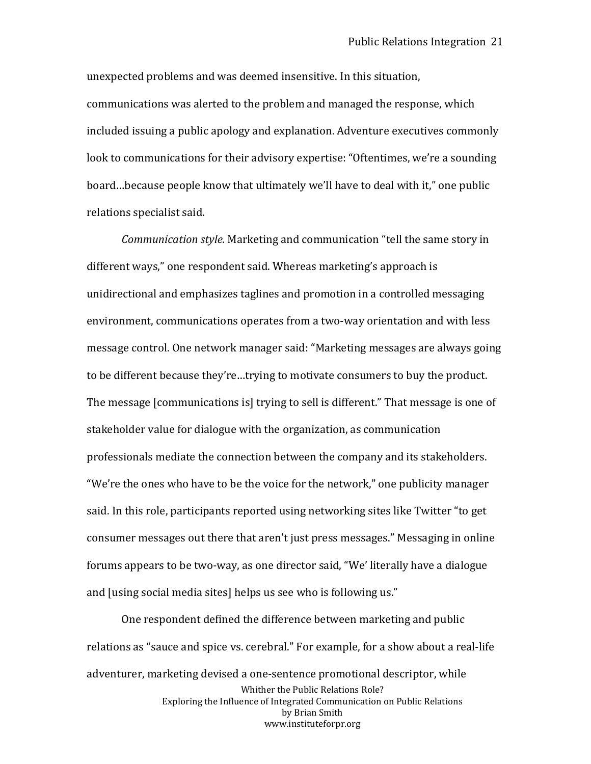unexpected problems and was deemed insensitive. In this situation, communications was alerted to the problem and managed the response, which included issuing a public apology and explanation. Adventure executives commonly look to communications for their advisory expertise: "Oftentimes, we're a sounding board…because people know that ultimately we'll have to deal with it," one public relations specialist said.

*Communication style.* Marketing and communication "tell the same story in different ways," one respondent said. Whereas marketing's approach is unidirectional and emphasizes taglines and promotion in a controlled messaging environment, communications operates from a two-way orientation and with less message control. One network manager said: "Marketing messages are always going to be different because they're…trying to motivate consumers to buy the product. The message [communications is] trying to sell is different." That message is one of stakeholder value for dialogue with the organization, as communication professionals mediate the connection between the company and its stakeholders. "We're the ones who have to be the voice for the network," one publicity manager said. In this role, participants reported using networking sites like Twitter "to get consumer messages out there that aren't just press messages." Messaging in online forums appears to be two-way, as one director said, "We' literally have a dialogue and [using social media sites] helps us see who is following us."

One respondent defined the difference between marketing and public relations as "sauce and spice vs. cerebral." For example, for a show about a real-life adventurer, marketing devised a one-sentence promotional descriptor, while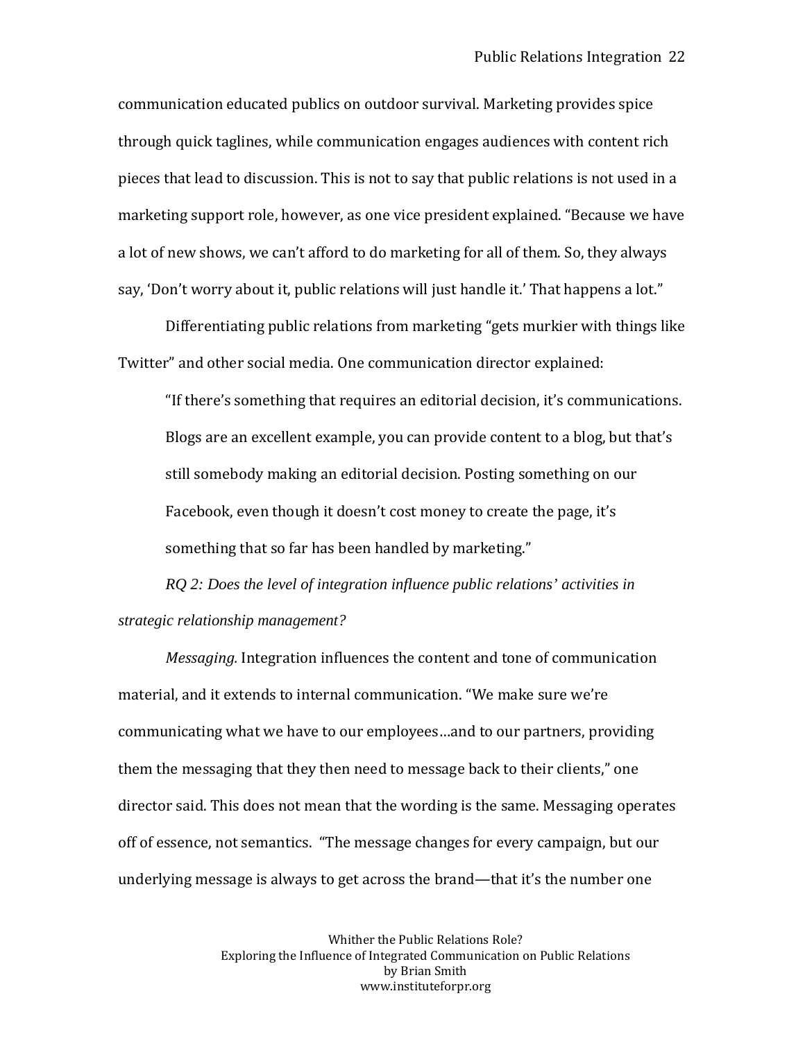communication educated publics on outdoor survival. Marketing provides spice through quick taglines, while communication engages audiences with content rich pieces that lead to discussion. This is not to say that public relations is not used in a marketing support role, however, as one vice president explained. "Because we have a lot of new shows, we can't afford to do marketing for all of them. So, they always say, 'Don't worry about it, public relations will just handle it.' That happens a lot."

Differentiating public relations from marketing "gets murkier with things like Twitter" and other social media. One communication director explained:

> "If there's something that requires an editorial decision, it's communications. Blogs are an excellent example, you can provide content to a blog, but that's still somebody making an editorial decision. Posting something on our Facebook, even though it doesn't cost money to create the page, it's something that so far has been handled by marketing."

*RQ 2: Does the level of integration influence public relations' activities in strategic relationship management?*

*Messaging.* Integration influences the content and tone of communication material, and it extends to internal communication. "We make sure we're communicating what we have to our employees…and to our partners, providing them the messaging that they then need to message back to their clients," one director said. This does not mean that the wording is the same. Messaging operates off of essence, not semantics. "The message changes for every campaign, but our underlying message is always to get across the brand—that it's the number one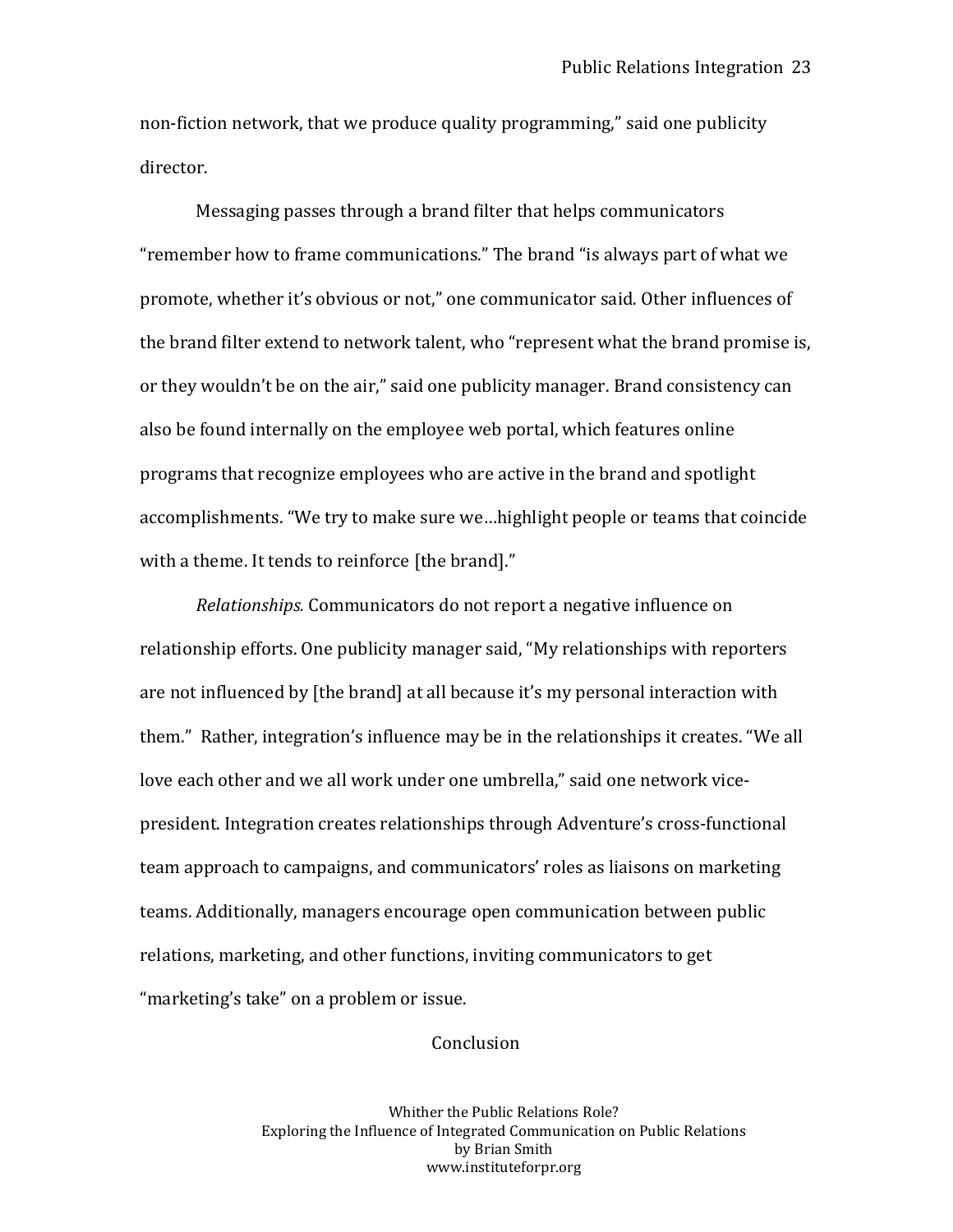non-fiction network, that we produce quality programming," said one publicity director.

Messaging passes through a brand filter that helps communicators "remember how to frame communications." The brand "is always part of what we promote, whether it's obvious or not," one communicator said. Other influences of the brand filter extend to network talent, who "represent what the brand promise is, or they wouldn't be on the air," said one publicity manager. Brand consistency can also be found internally on the employee web portal, which features online programs that recognize employees who are active in the brand and spotlight accomplishments. "We try to make sure we…highlight people or teams that coincide with a theme. It tends to reinforce [the brand]."

*Relationships.* Communicators do not report a negative influence on relationship efforts. One publicity manager said, "My relationships with reporters are not influenced by [the brand] at all because it's my personal interaction with them." Rather, integration's influence may be in the relationships it creates. "We all love each other and we all work under one umbrella," said one network vice-president. Integration creates relationships through Adventure's cross-functional team approach to campaigns, and communicators' roles as liaisons on marketing teams. Additionally, managers encourage open communication between public relations, marketing, and other functions, inviting communicators to get "marketing's take" on a problem or issue.

## Conclusion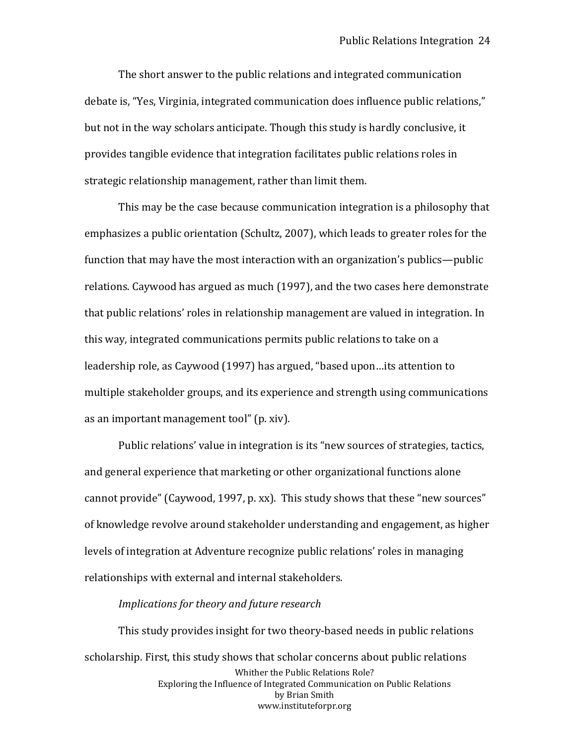The short answer to the public relations and integrated communication debate is, "Yes, Virginia, integrated communication does influence public relations," but not in the way scholars anticipate. Though this study is hardly conclusive, it provides tangible evidence that integration facilitates public relations roles in strategic relationship management, rather than limit them.

This may be the case because communication integration is a philosophy that emphasizes a public orientation (Schultz, 2007), which leads to greater roles for the function that may have the most interaction with an organization's publics—public relations. Caywood has argued as much (1997), and the two cases here demonstrate that public relations' roles in relationship management are valued in integration. In this way, integrated communications permits public relations to take on a leadership role, as Caywood (1997) has argued, "based upon…its attention to multiple stakeholder groups, and its experience and strength using communications as an important management tool" (p. xiv).

Public relations' value in integration is its "new sources of strategies, tactics, and general experience that marketing or other organizational functions alone cannot provide" (Caywood, 1997, p. xx). This study shows that these "new sources" of knowledge revolve around stakeholder understanding and engagement, as higher levels of integration at Adventure recognize public relations' roles in managing relationships with external and internal stakeholders.

*Implications for theory and future research*

This study provides insight for two theory-based needs in public relations scholarship. First, this study shows that scholar concerns about public relations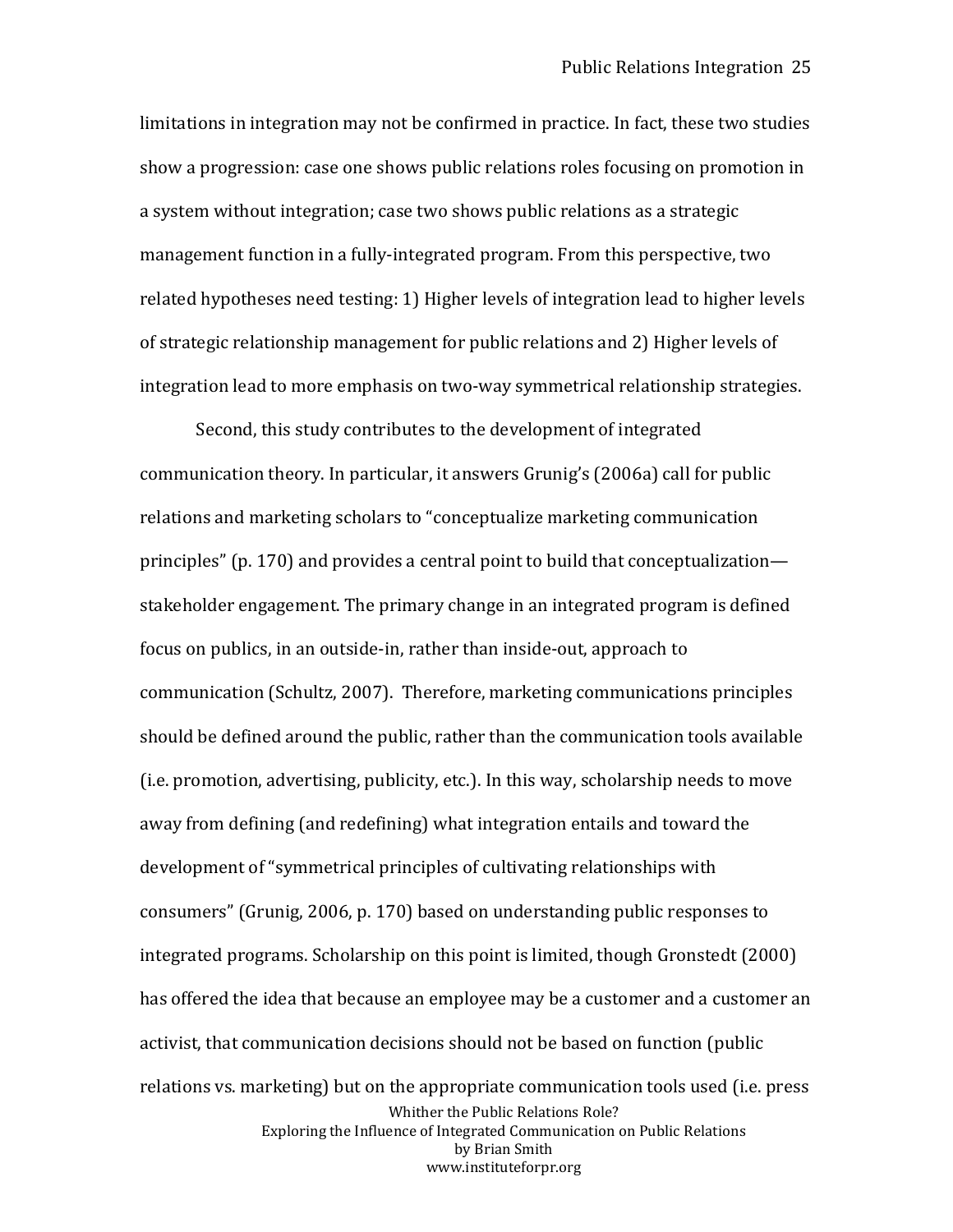limitations in integration may not be confirmed in practice. In fact, these two studies show a progression: case one shows public relations roles focusing on promotion in a system without integration; case two shows public relations as a strategic management function in a fully-integrated program. From this perspective, two related hypotheses need testing: 1) Higher levels of integration lead to higher levels of strategic relationship management for public relations and 2) Higher levels of integration lead to more emphasis on two-way symmetrical relationship strategies.

Second, this study contributes to the development of integrated communication theory. In particular, it answers Grunig's (2006a) call for public relations and marketing scholars to "conceptualize marketing communication principles" (p. 170) and provides a central point to build that conceptualization—stakeholder engagement. The primary change in an integrated program is defined focus on publics, in an outside-in, rather than inside-out, approach to communication (Schultz, 2007). Therefore, marketing communications principles should be defined around the public, rather than the communication tools available (i.e. promotion, advertising, publicity, etc.). In this way, scholarship needs to move away from defining (and redefining) what integration entails and toward the development of "symmetrical principles of cultivating relationships with consumers" (Grunig, 2006, p. 170) based on understanding public responses to integrated programs. Scholarship on this point is limited, though Gronstedt (2000) has offered the idea that because an employee may be a customer and a customer an activist, that communication decisions should not be based on function (public relations vs. marketing) but on the appropriate communication tools used (i.e. press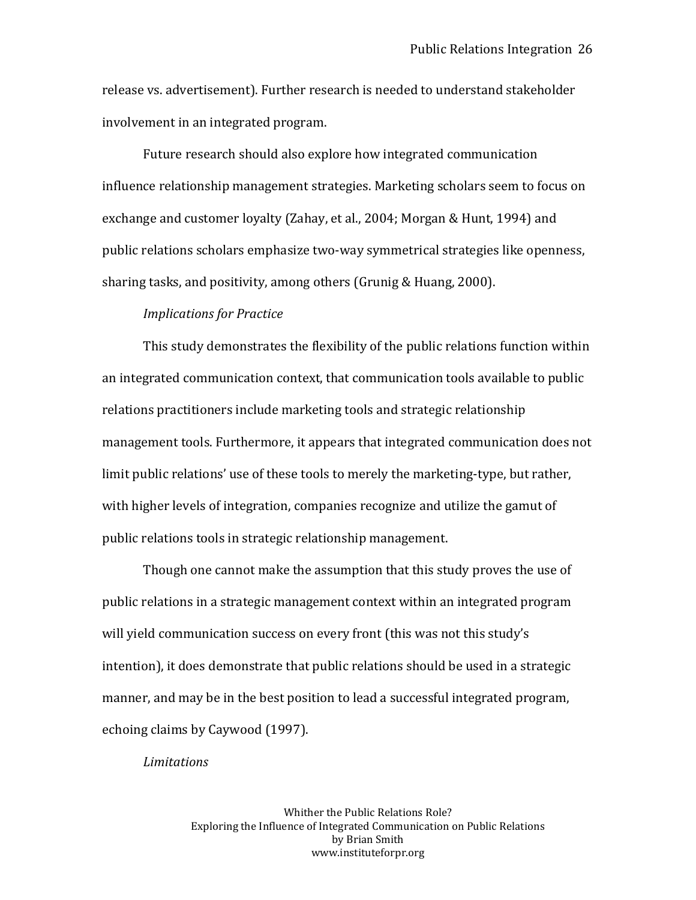release vs. advertisement). Further research is needed to understand stakeholder involvement in an integrated program.

Future research should also explore how integrated communication influence relationship management strategies. Marketing scholars seem to focus on exchange and customer loyalty (Zahay, et al., 2004; Morgan & Hunt, 1994) and public relations scholars emphasize two-way symmetrical strategies like openness, sharing tasks, and positivity, among others (Grunig & Huang, 2000).

### *Implications for Practice*

This study demonstrates the flexibility of the public relations function within an integrated communication context, that communication tools available to public relations practitioners include marketing tools and strategic relationship management tools. Furthermore, it appears that integrated communication does not limit public relations' use of these tools to merely the marketing-type, but rather, with higher levels of integration, companies recognize and utilize the gamut of public relations tools in strategic relationship management.

Though one cannot make the assumption that this study proves the use of public relations in a strategic management context within an integrated program will yield communication success on every front (this was not this study's intention), it does demonstrate that public relations should be used in a strategic manner, and may be in the best position to lead a successful integrated program, echoing claims by Caywood (1997).

### *Limitations*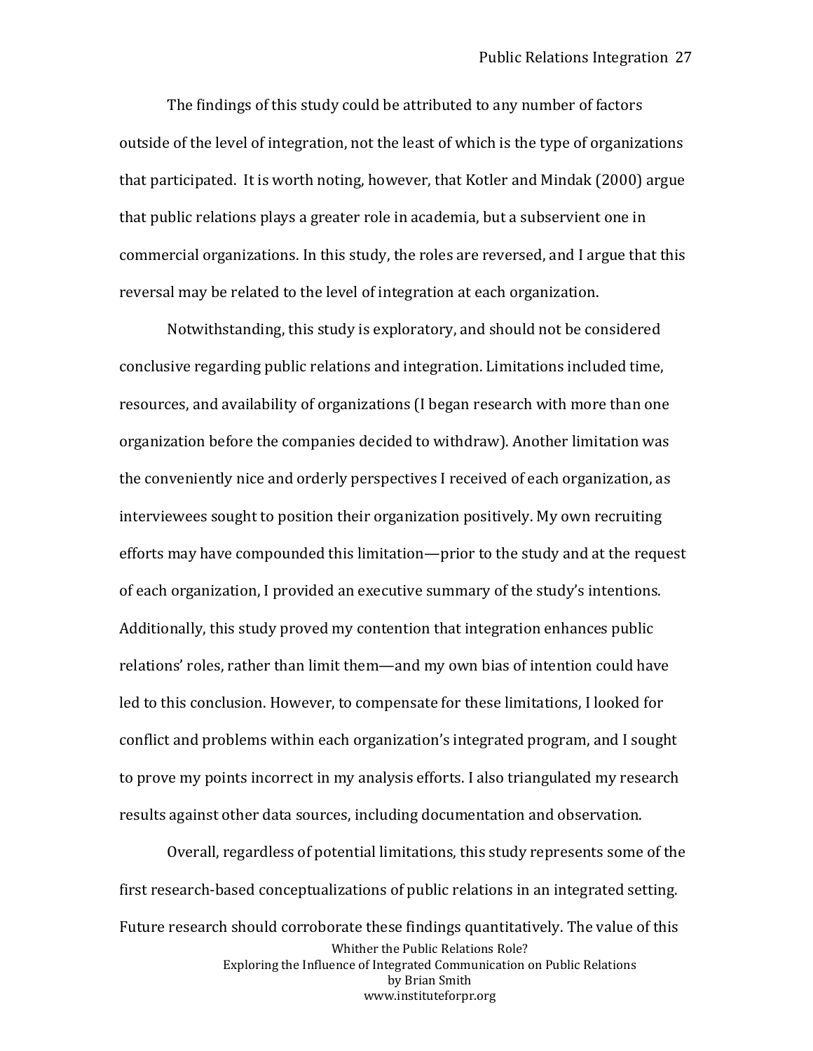The findings of this study could be attributed to any number of factors outside of the level of integration, not the least of which is the type of organizations that participated. It is worth noting, however, that Kotler and Mindak (2000) argue that public relations plays a greater role in academia, but a subservient one in commercial organizations. In this study, the roles are reversed, and I argue that this reversal may be related to the level of integration at each organization.

Notwithstanding, this study is exploratory, and should not be considered conclusive regarding public relations and integration. Limitations included time, resources, and availability of organizations (I began research with more than one organization before the companies decided to withdraw). Another limitation was the conveniently nice and orderly perspectives I received of each organization, as interviewees sought to position their organization positively. My own recruiting efforts may have compounded this limitation—prior to the study and at the request of each organization, I provided an executive summary of the study's intentions. Additionally, this study proved my contention that integration enhances public relations' roles, rather than limit them—and my own bias of intention could have led to this conclusion. However, to compensate for these limitations, I looked for conflict and problems within each organization's integrated program, and I sought to prove my points incorrect in my analysis efforts. I also triangulated my research results against other data sources, including documentation and observation.

Overall, regardless of potential limitations, this study represents some of the first research-based conceptualizations of public relations in an integrated setting. Future research should corroborate these findings quantitatively. The value of this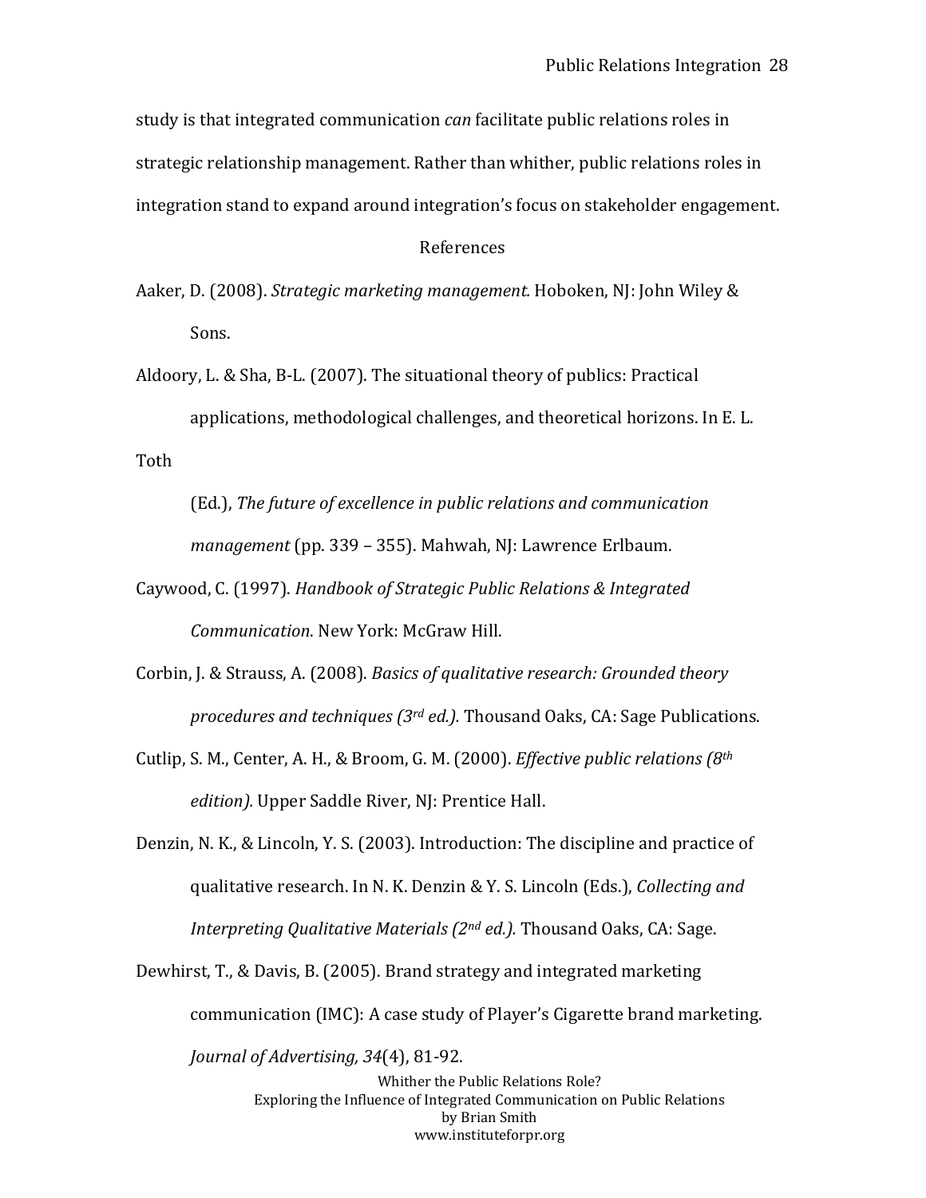study is that integrated communication *can* facilitate public relations roles in strategic relationship management. Rather than whither, public relations roles in integration stand to expand around integration's focus on stakeholder engagement.

## References

Aaker, D. (2008). *Strategic marketing management.* Hoboken, NJ: John Wiley & Sons.

Aldoory, L. & Sha, B-L. (2007). The situational theory of publics: Practical applications, methodological challenges, and theoretical horizons. In E. L. Toth (Ed.), *The future of excellence in public relations and communication management* (pp. 339 – 355). Mahwah, NJ: Lawrence Erlbaum.

Caywood, C. (1997). *Handbook of Strategic Public Relations & Integrated Communication*. New York: McGraw Hill.

Corbin, J. & Strauss, A. (2008). *Basics of qualitative research: Grounded theory procedures and techniques (3rd ed.).* Thousand Oaks, CA: Sage Publications.

Cutlip, S. M., Center, A. H., & Broom, G. M. (2000). *Effective public relations (8th edition).* Upper Saddle River, NJ: Prentice Hall.

Denzin, N. K., & Lincoln, Y. S. (2003). Introduction: The discipline and practice of qualitative research. In N. K. Denzin & Y. S. Lincoln (Eds.), *Collecting and Interpreting Qualitative Materials (2nd ed.).* Thousand Oaks, CA: Sage.

Dewhirst, T., & Davis, B. (2005). Brand strategy and integrated marketing communication (IMC): A case study of Player's Cigarette brand marketing. *Journal of Advertising, 34*(4), 81-92.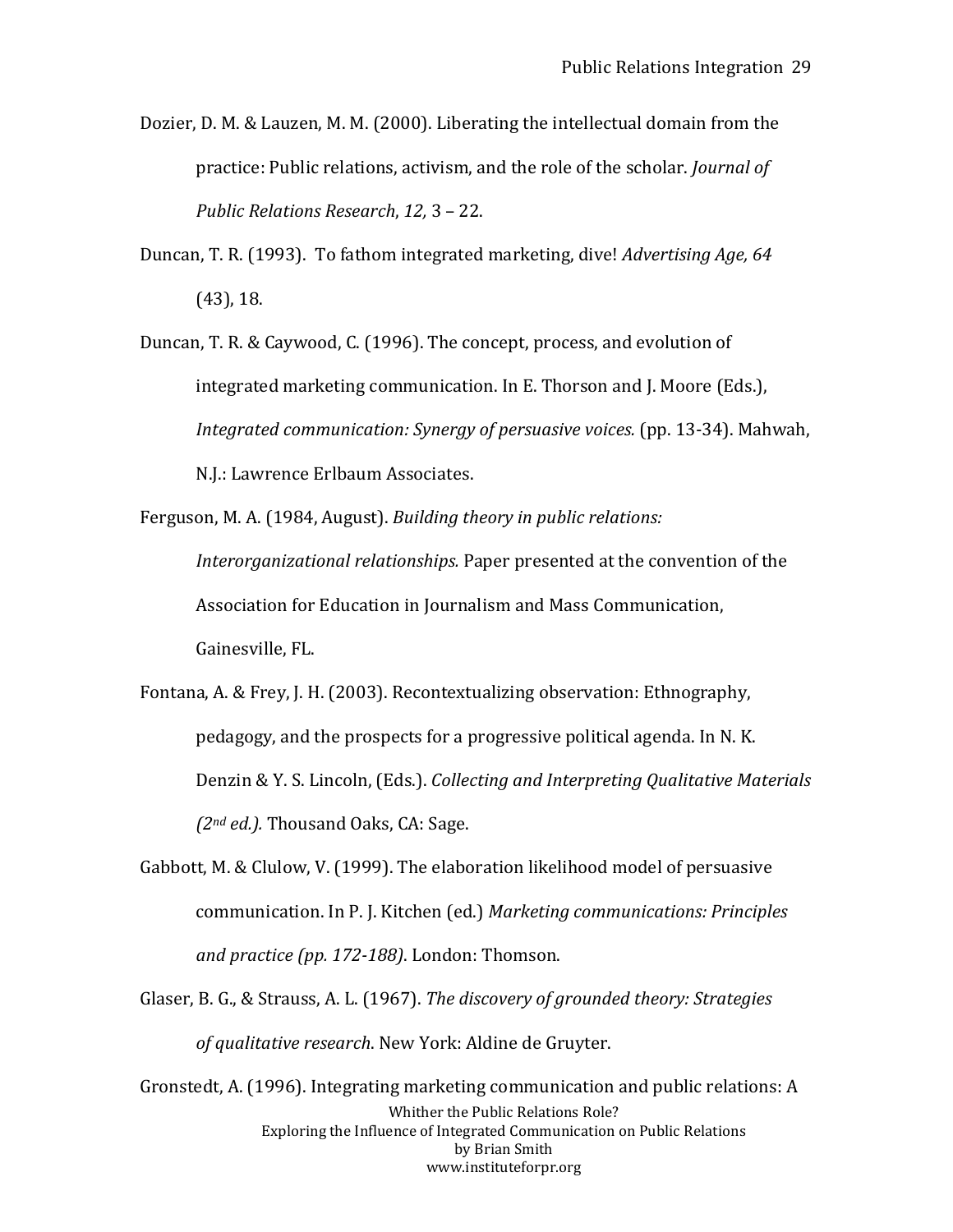Dozier, D. M. & Lauzen, M. M. (2000). Liberating the intellectual domain from the practice: Public relations, activism, and the role of the scholar. *Journal of Public Relations Research*, *12,* 3 – 22.

Duncan, T. R. (1993). To fathom integrated marketing, dive! *Advertising Age, 64* (43), 18.

Duncan, T. R. & Caywood, C. (1996). The concept, process, and evolution of integrated marketing communication. In E. Thorson and J. Moore (Eds.), *Integrated communication: Synergy of persuasive voices.* (pp. 13-34). Mahwah, N.J.: Lawrence Erlbaum Associates.

Ferguson, M. A. (1984, August). *Building theory in public relations: Interorganizational relationships.* Paper presented at the convention of the Association for Education in Journalism and Mass Communication, Gainesville, FL.

Fontana, A. & Frey, J. H. (2003). Recontextualizing observation: Ethnography, pedagogy, and the prospects for a progressive political agenda. In N. K. Denzin & Y. S. Lincoln, (Eds.). *Collecting and Interpreting Qualitative Materials (2nd ed.).* Thousand Oaks, CA: Sage.

Gabbott, M. & Clulow, V. (1999). The elaboration likelihood model of persuasive communication. In P. J. Kitchen (ed.) *Marketing communications: Principles and practice (pp. 172-188)*. London: Thomson.

Glaser, B. G., & Strauss, A. L. (1967). *The discovery of grounded theory: Strategies of qualitative research*. New York: Aldine de Gruyter.

Gronstedt, A. (1996). Integrating marketing communication and public relations: A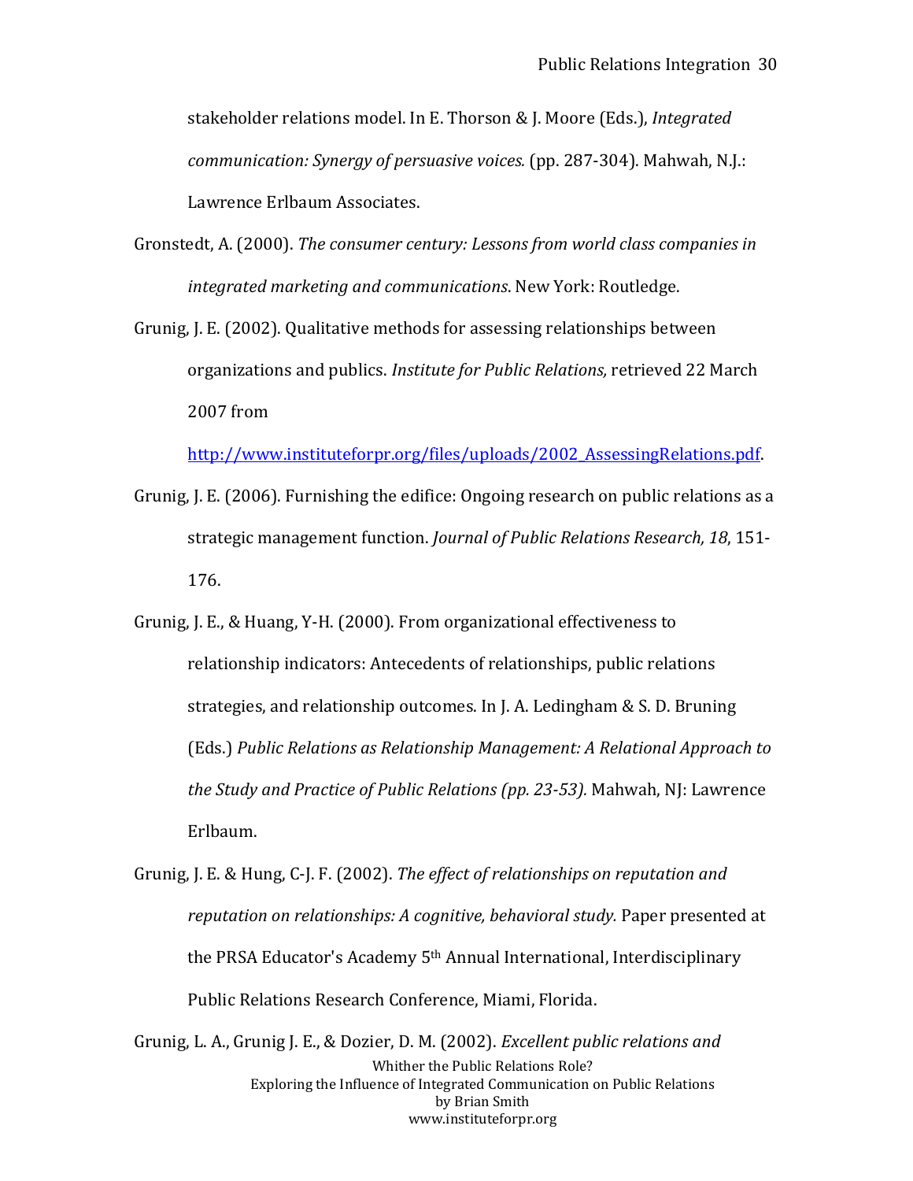stakeholder relations model. In E. Thorson & J. Moore (Eds.), *Integrated communication: Synergy of persuasive voices.* (pp. 287-304). Mahwah, N.J.: Lawrence Erlbaum Associates.

Gronstedt, A. (2000). *The consumer century: Lessons from world class companies in integrated marketing and communications*. New York: Routledge.

Grunig, J. E. (2002). Qualitative methods for assessing relationships between organizations and publics. *Institute for Public Relations,* retrieved 22 March 2007 from http://www.instituteforpr.org/files/uploads/2002_AssessingRelations.pdf.

Grunig, J. E. (2006). Furnishing the edifice: Ongoing research on public relations as a strategic management function. *Journal of Public Relations Research, 18*, 151-176.

Grunig, J. E., & Huang, Y-H. (2000). From organizational effectiveness to relationship indicators: Antecedents of relationships, public relations strategies, and relationship outcomes. In J. A. Ledingham & S. D. Bruning (Eds.) *Public Relations as Relationship Management: A Relational Approach to the Study and Practice of Public Relations (pp. 23-53).* Mahwah, NJ: Lawrence Erlbaum.

Grunig, J. E. & Hung, C-J. F. (2002). *The effect of relationships on reputation and reputation on relationships: A cognitive, behavioral study.* Paper presented at the PRSA Educator's Academy 5th Annual International, Interdisciplinary Public Relations Research Conference, Miami, Florida.

Grunig, L. A., Grunig J. E., & Dozier, D. M. (2002). *Excellent public relations and*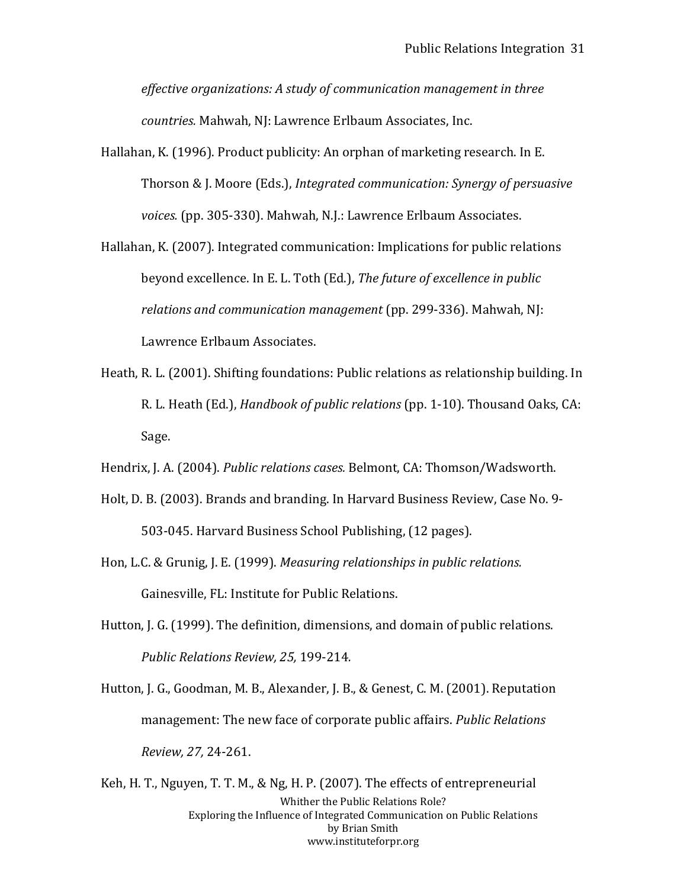*effective organizations: A study of communication management in three countries.* Mahwah, NJ: Lawrence Erlbaum Associates, Inc.

Hallahan, K. (1996). Product publicity: An orphan of marketing research. In E. Thorson & J. Moore (Eds.), *Integrated communication: Synergy of persuasive voices.* (pp. 305-330). Mahwah, N.J.: Lawrence Erlbaum Associates.

Hallahan, K. (2007). Integrated communication: Implications for public relations beyond excellence. In E. L. Toth (Ed.), *The future of excellence in public relations and communication management* (pp. 299-336). Mahwah, NJ: Lawrence Erlbaum Associates.

Heath, R. L. (2001). Shifting foundations: Public relations as relationship building. In R. L. Heath (Ed.), *Handbook of public relations* (pp. 1-10). Thousand Oaks, CA: Sage.

Hendrix, J. A. (2004). *Public relations cases.* Belmont, CA: Thomson/Wadsworth.

Holt, D. B. (2003). Brands and branding. In Harvard Business Review, Case No. 9-503-045. Harvard Business School Publishing, (12 pages).

Hon, L.C. & Grunig, J. E. (1999). *Measuring relationships in public relations.* Gainesville, FL: Institute for Public Relations.

Hutton, J. G. (1999). The definition, dimensions, and domain of public relations. *Public Relations Review, 25,* 199-214.

Hutton, J. G., Goodman, M. B., Alexander, J. B., & Genest, C. M. (2001). Reputation management: The new face of corporate public affairs. *Public Relations Review, 27,* 24-261.

Keh, H. T., Nguyen, T. T. M., & Ng, H. P. (2007). The effects of entrepreneurial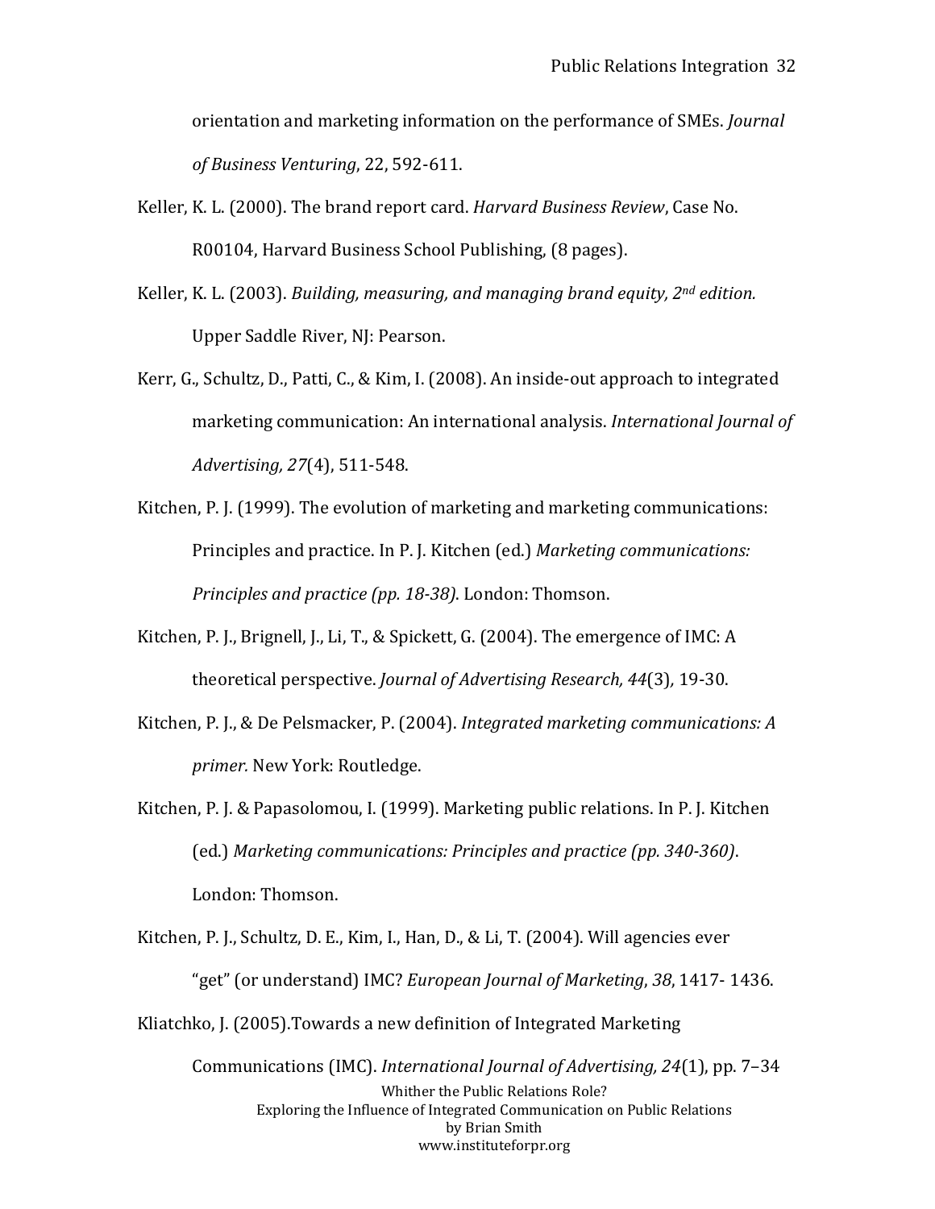orientation and marketing information on the performance of SMEs. *Journal of Business Venturing*, 22, 592-611.

Keller, K. L. (2000). The brand report card. *Harvard Business Review*, Case No. R00104, Harvard Business School Publishing, (8 pages).

Keller, K. L. (2003). *Building, measuring, and managing brand equity, 2nd edition.* Upper Saddle River, NJ: Pearson.

Kerr, G., Schultz, D., Patti, C., & Kim, I. (2008). An inside-out approach to integrated marketing communication: An international analysis. *International Journal of Advertising, 27*(4), 511-548.

Kitchen, P. J. (1999). The evolution of marketing and marketing communications: Principles and practice. In P. J. Kitchen (ed.) *Marketing communications: Principles and practice (pp. 18-38)*. London: Thomson.

Kitchen, P. J., Brignell, J., Li, T., & Spickett, G. (2004). The emergence of IMC: A theoretical perspective. *Journal of Advertising Research, 44*(3)*,* 19-30.

Kitchen, P. J., & De Pelsmacker, P. (2004). *Integrated marketing communications: A primer.* New York: Routledge.

Kitchen, P. J. & Papasolomou, I. (1999). Marketing public relations. In P. J. Kitchen (ed.) *Marketing communications: Principles and practice (pp. 340-360)*. London: Thomson.

Kitchen, P. J., Schultz, D. E., Kim, I., Han, D., & Li, T. (2004). Will agencies ever "get" (or understand) IMC? *European Journal of Marketing*, *38*, 1417- 1436.

Kliatchko, J. (2005).Towards a new definition of Integrated Marketing Communications (IMC). *International Journal of Advertising, 24*(1), pp. 7–34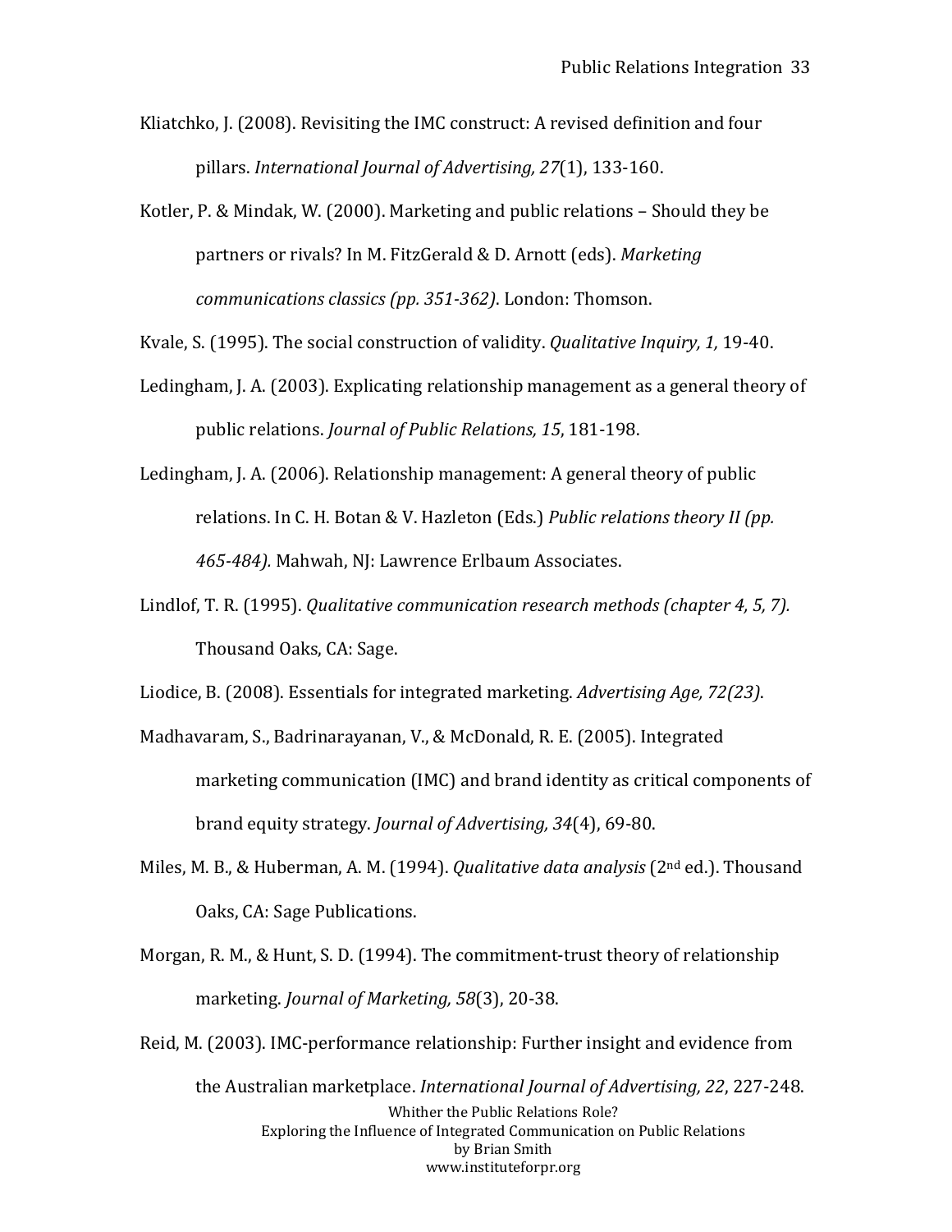Kliatchko, J. (2008). Revisiting the IMC construct: A revised definition and four pillars. *International Journal of Advertising, 27*(1), 133-160.

Kotler, P. & Mindak, W. (2000). Marketing and public relations – Should they be partners or rivals? In M. FitzGerald & D. Arnott (eds). *Marketing communications classics (pp. 351-362)*. London: Thomson.

Kvale, S. (1995). The social construction of validity. *Qualitative Inquiry, 1,* 19-40.

Ledingham, J. A. (2003). Explicating relationship management as a general theory of public relations. *Journal of Public Relations, 15*, 181-198.

Ledingham, J. A. (2006). Relationship management: A general theory of public relations. In C. H. Botan & V. Hazleton (Eds.) *Public relations theory II (pp. 465-484).* Mahwah, NJ: Lawrence Erlbaum Associates.

Lindlof, T. R. (1995). *Qualitative communication research methods (chapter 4, 5, 7).* Thousand Oaks, CA: Sage.

Liodice, B. (2008). Essentials for integrated marketing. *Advertising Age, 72(23)*.

Madhavaram, S., Badrinarayanan, V., & McDonald, R. E. (2005). Integrated marketing communication (IMC) and brand identity as critical components of brand equity strategy. *Journal of Advertising, 34*(4), 69-80.

Miles, M. B., & Huberman, A. M. (1994). *Qualitative data analysis* (2nd ed.). Thousand Oaks, CA: Sage Publications.

Morgan, R. M., & Hunt, S. D. (1994). The commitment-trust theory of relationship marketing. *Journal of Marketing, 58*(3), 20-38.

Reid, M. (2003). IMC-performance relationship: Further insight and evidence from the Australian marketplace. *International Journal of Advertising, 22*, 227-248.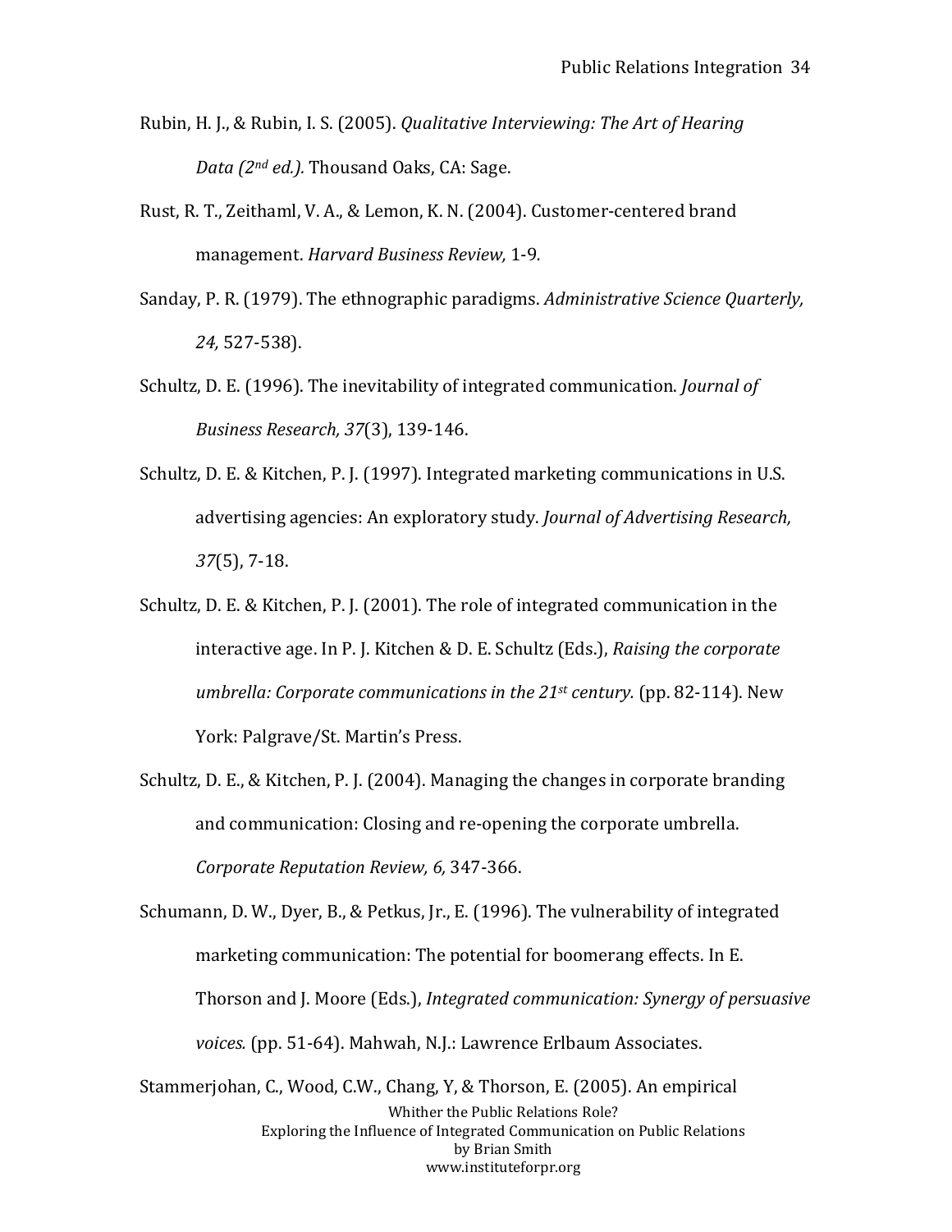Rubin, H. J., & Rubin, I. S. (2005). *Qualitative Interviewing: The Art of Hearing Data (2nd ed.).* Thousand Oaks, CA: Sage.

Rust, R. T., Zeithaml, V. A., & Lemon, K. N. (2004). Customer-centered brand management. *Harvard Business Review,* 1-9.

Sanday, P. R. (1979). The ethnographic paradigms. *Administrative Science Quarterly, 24,* 527-538).

Schultz, D. E. (1996). The inevitability of integrated communication. *Journal of Business Research, 37*(3), 139-146.

Schultz, D. E. & Kitchen, P. J. (1997). Integrated marketing communications in U.S. advertising agencies: An exploratory study. *Journal of Advertising Research, 37*(5), 7-18.

Schultz, D. E. & Kitchen, P. J. (2001). The role of integrated communication in the interactive age. In P. J. Kitchen & D. E. Schultz (Eds.), *Raising the corporate umbrella: Corporate communications in the 21st century.* (pp. 82-114). New York: Palgrave/St. Martin's Press.

Schultz, D. E., & Kitchen, P. J. (2004). Managing the changes in corporate branding and communication: Closing and re-opening the corporate umbrella. *Corporate Reputation Review, 6,* 347-366.

Schumann, D. W., Dyer, B., & Petkus, Jr., E. (1996). The vulnerability of integrated marketing communication: The potential for boomerang effects. In E. Thorson and J. Moore (Eds.), *Integrated communication: Synergy of persuasive voices.* (pp. 51-64). Mahwah, N.J.: Lawrence Erlbaum Associates.

Stammerjohan, C., Wood, C.W., Chang, Y, & Thorson, E. (2005). An empirical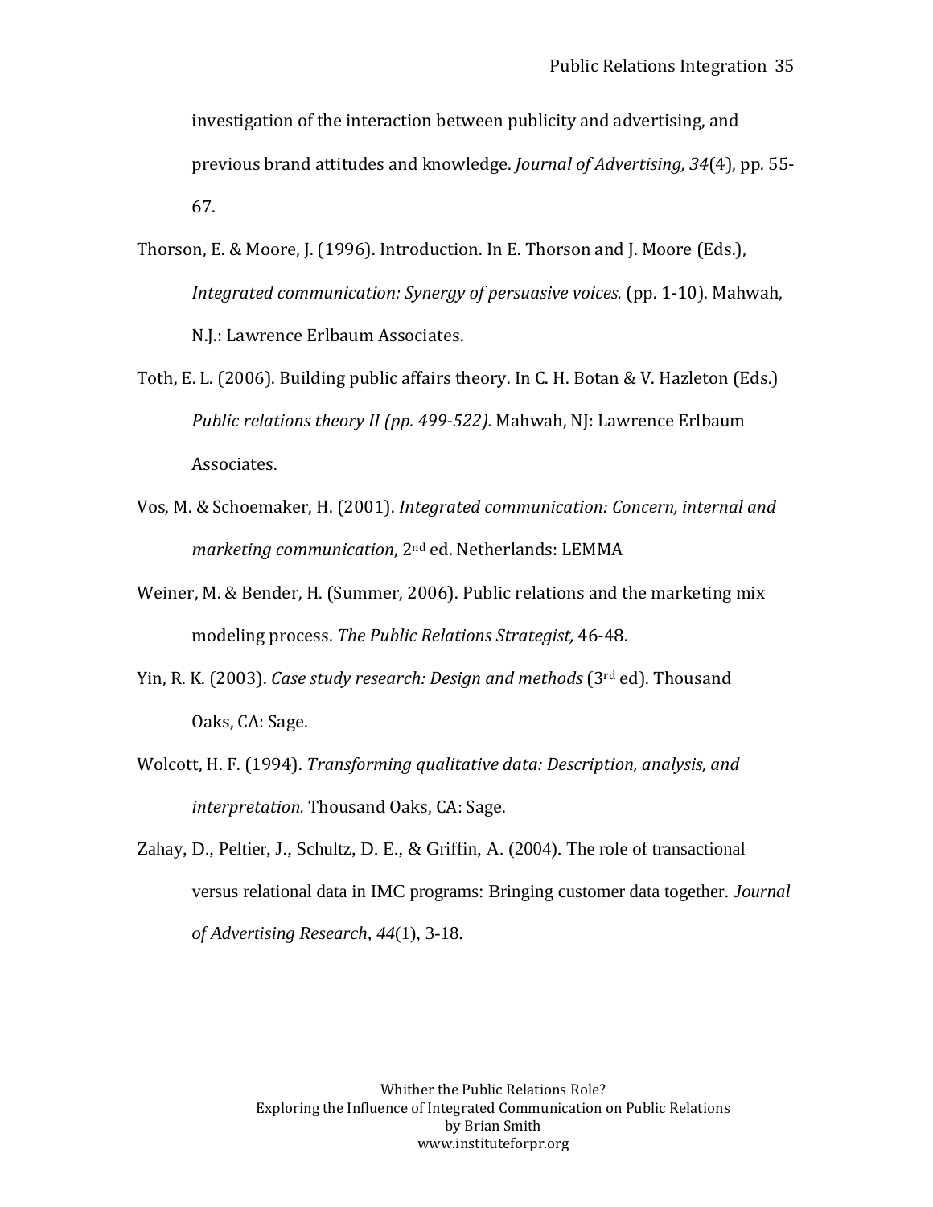investigation of the interaction between publicity and advertising, and previous brand attitudes and knowledge. *Journal of Advertising, 34*(4), pp. 55-67.

Thorson, E. & Moore, J. (1996). Introduction. In E. Thorson and J. Moore (Eds.), *Integrated communication: Synergy of persuasive voices.* (pp. 1-10). Mahwah, N.J.: Lawrence Erlbaum Associates.

Toth, E. L. (2006). Building public affairs theory. In C. H. Botan & V. Hazleton (Eds.) *Public relations theory II (pp. 499-522).* Mahwah, NJ: Lawrence Erlbaum Associates.

Vos, M. & Schoemaker, H. (2001). *Integrated communication: Concern, internal and marketing communication*, 2nd ed. Netherlands: LEMMA

Weiner, M. & Bender, H. (Summer, 2006). Public relations and the marketing mix modeling process. *The Public Relations Strategist,* 46-48.

Yin, R. K. (2003). *Case study research: Design and methods* (3rd ed). Thousand Oaks, CA: Sage.

Wolcott, H. F. (1994). *Transforming qualitative data: Description, analysis, and interpretation.* Thousand Oaks, CA: Sage.

Zahay, D., Peltier, J., Schultz, D. E., & Griffin, A. (2004). The role of transactional versus relational data in IMC programs: Bringing customer data together. *Journal of Advertising Research*, *44*(1), 3-18.